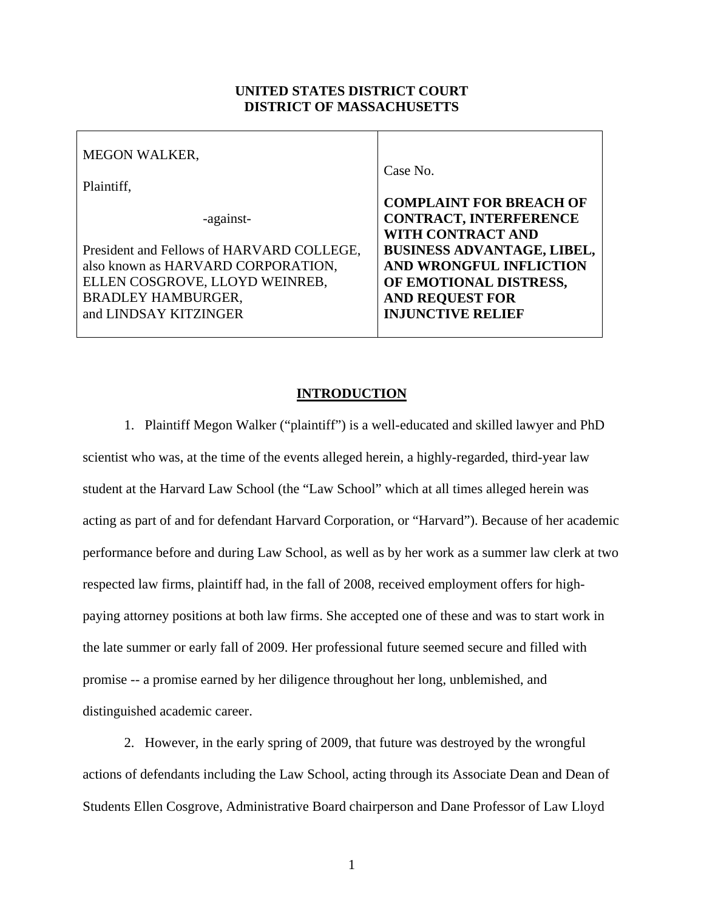**UNITED STATES DISTRICT COURT**
**DISTRICT OF MASSACHUSETTS**

| | |
|---|---|
| MEGON WALKER,<br><br>Plaintiff,<br><br>-against-<br><br>President and Fellows of HARVARD COLLEGE, also known as HARVARD CORPORATION, ELLEN COSGROVE, LLOYD WEINREB, BRADLEY HAMBURGER, and LINDSAY KITZINGER | Case No.<br><br>**COMPLAINT FOR BREACH OF CONTRACT, INTERFERENCE WITH CONTRACT AND BUSINESS ADVANTAGE, LIBEL, AND WRONGFUL INFLICTION OF EMOTIONAL DISTRESS, AND REQUEST FOR INJUNCTIVE RELIEF** |

## INTRODUCTION

1. Plaintiff Megon Walker ("plaintiff") is a well-educated and skilled lawyer and PhD scientist who was, at the time of the events alleged herein, a highly-regarded, third-year law student at the Harvard Law School (the "Law School" which at all times alleged herein was acting as part of and for defendant Harvard Corporation, or "Harvard"). Because of her academic performance before and during Law School, as well as by her work as a summer law clerk at two respected law firms, plaintiff had, in the fall of 2008, received employment offers for high-paying attorney positions at both law firms. She accepted one of these and was to start work in the late summer or early fall of 2009. Her professional future seemed secure and filled with promise -- a promise earned by her diligence throughout her long, unblemished, and distinguished academic career.

2. However, in the early spring of 2009, that future was destroyed by the wrongful actions of defendants including the Law School, acting through its Associate Dean and Dean of Students Ellen Cosgrove, Administrative Board chairperson and Dane Professor of Law Lloyd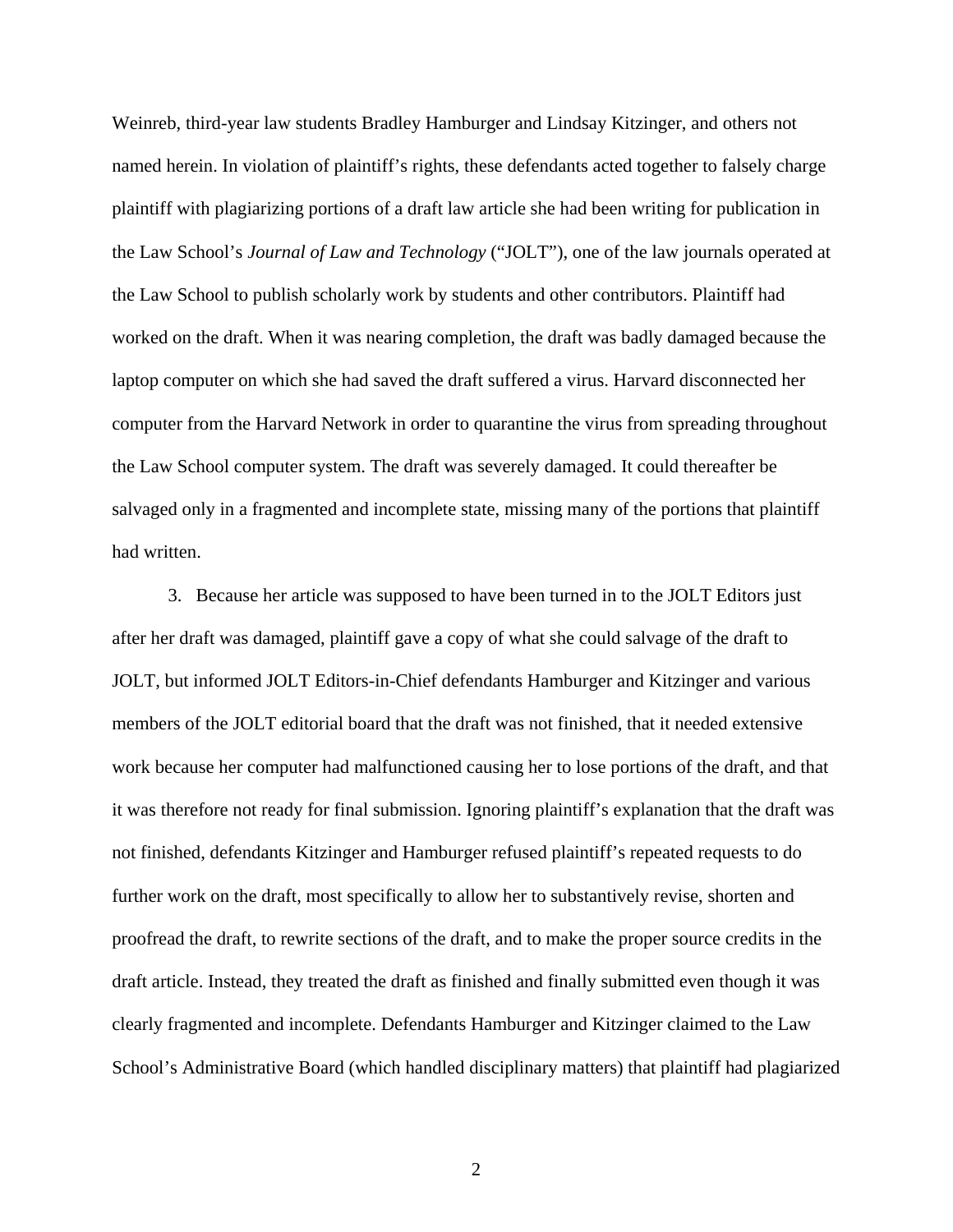Weinreb, third-year law students Bradley Hamburger and Lindsay Kitzinger, and others not named herein. In violation of plaintiff's rights, these defendants acted together to falsely charge plaintiff with plagiarizing portions of a draft law article she had been writing for publication in the Law School's *Journal of Law and Technology* ("JOLT"), one of the law journals operated at the Law School to publish scholarly work by students and other contributors. Plaintiff had worked on the draft. When it was nearing completion, the draft was badly damaged because the laptop computer on which she had saved the draft suffered a virus. Harvard disconnected her computer from the Harvard Network in order to quarantine the virus from spreading throughout the Law School computer system. The draft was severely damaged. It could thereafter be salvaged only in a fragmented and incomplete state, missing many of the portions that plaintiff had written.

3. Because her article was supposed to have been turned in to the JOLT Editors just after her draft was damaged, plaintiff gave a copy of what she could salvage of the draft to JOLT, but informed JOLT Editors-in-Chief defendants Hamburger and Kitzinger and various members of the JOLT editorial board that the draft was not finished, that it needed extensive work because her computer had malfunctioned causing her to lose portions of the draft, and that it was therefore not ready for final submission. Ignoring plaintiff's explanation that the draft was not finished, defendants Kitzinger and Hamburger refused plaintiff's repeated requests to do further work on the draft, most specifically to allow her to substantively revise, shorten and proofread the draft, to rewrite sections of the draft, and to make the proper source credits in the draft article. Instead, they treated the draft as finished and finally submitted even though it was clearly fragmented and incomplete. Defendants Hamburger and Kitzinger claimed to the Law School's Administrative Board (which handled disciplinary matters) that plaintiff had plagiarized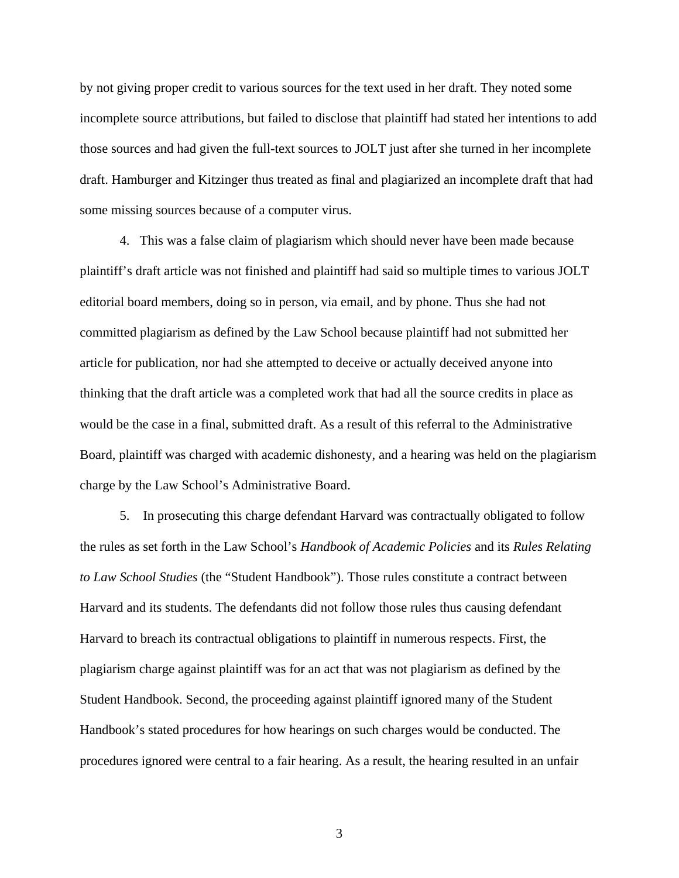by not giving proper credit to various sources for the text used in her draft. They noted some incomplete source attributions, but failed to disclose that plaintiff had stated her intentions to add those sources and had given the full-text sources to JOLT just after she turned in her incomplete draft. Hamburger and Kitzinger thus treated as final and plagiarized an incomplete draft that had some missing sources because of a computer virus.

4. This was a false claim of plagiarism which should never have been made because plaintiff's draft article was not finished and plaintiff had said so multiple times to various JOLT editorial board members, doing so in person, via email, and by phone. Thus she had not committed plagiarism as defined by the Law School because plaintiff had not submitted her article for publication, nor had she attempted to deceive or actually deceived anyone into thinking that the draft article was a completed work that had all the source credits in place as would be the case in a final, submitted draft. As a result of this referral to the Administrative Board, plaintiff was charged with academic dishonesty, and a hearing was held on the plagiarism charge by the Law School's Administrative Board.

5. In prosecuting this charge defendant Harvard was contractually obligated to follow the rules as set forth in the Law School's *Handbook of Academic Policies* and its *Rules Relating to Law School Studies* (the "Student Handbook"). Those rules constitute a contract between Harvard and its students. The defendants did not follow those rules thus causing defendant Harvard to breach its contractual obligations to plaintiff in numerous respects. First, the plagiarism charge against plaintiff was for an act that was not plagiarism as defined by the Student Handbook. Second, the proceeding against plaintiff ignored many of the Student Handbook's stated procedures for how hearings on such charges would be conducted. The procedures ignored were central to a fair hearing. As a result, the hearing resulted in an unfair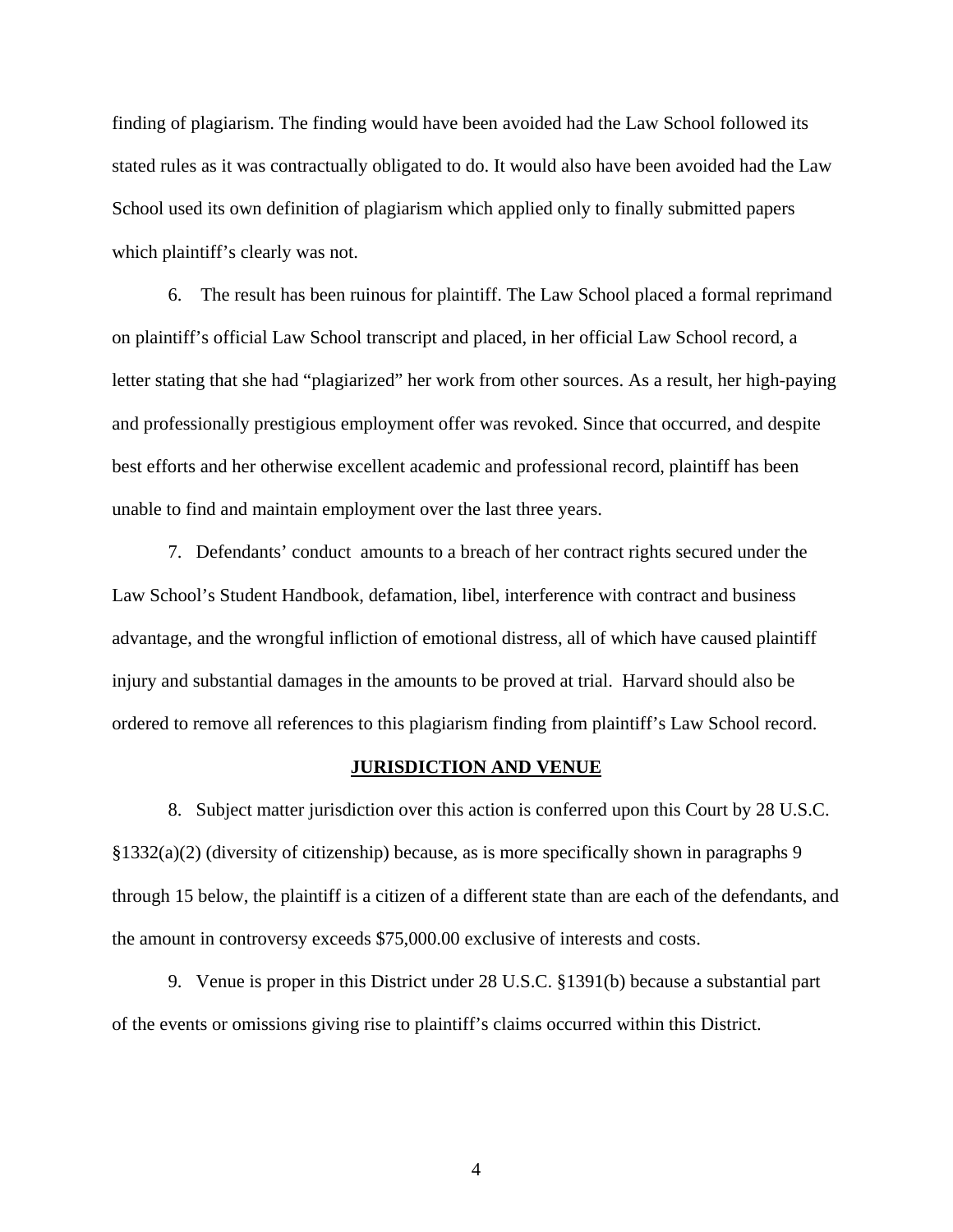finding of plagiarism. The finding would have been avoided had the Law School followed its stated rules as it was contractually obligated to do. It would also have been avoided had the Law School used its own definition of plagiarism which applied only to finally submitted papers which plaintiff's clearly was not.

6. The result has been ruinous for plaintiff. The Law School placed a formal reprimand on plaintiff's official Law School transcript and placed, in her official Law School record, a letter stating that she had "plagiarized" her work from other sources. As a result, her high-paying and professionally prestigious employment offer was revoked. Since that occurred, and despite best efforts and her otherwise excellent academic and professional record, plaintiff has been unable to find and maintain employment over the last three years.

7. Defendants' conduct amounts to a breach of her contract rights secured under the Law School's Student Handbook, defamation, libel, interference with contract and business advantage, and the wrongful infliction of emotional distress, all of which have caused plaintiff injury and substantial damages in the amounts to be proved at trial. Harvard should also be ordered to remove all references to this plagiarism finding from plaintiff's Law School record.

## JURISDICTION AND VENUE

8. Subject matter jurisdiction over this action is conferred upon this Court by 28 U.S.C. §1332(a)(2) (diversity of citizenship) because, as is more specifically shown in paragraphs 9 through 15 below, the plaintiff is a citizen of a different state than are each of the defendants, and the amount in controversy exceeds $75,000.00 exclusive of interests and costs.

9. Venue is proper in this District under 28 U.S.C. §1391(b) because a substantial part of the events or omissions giving rise to plaintiff's claims occurred within this District.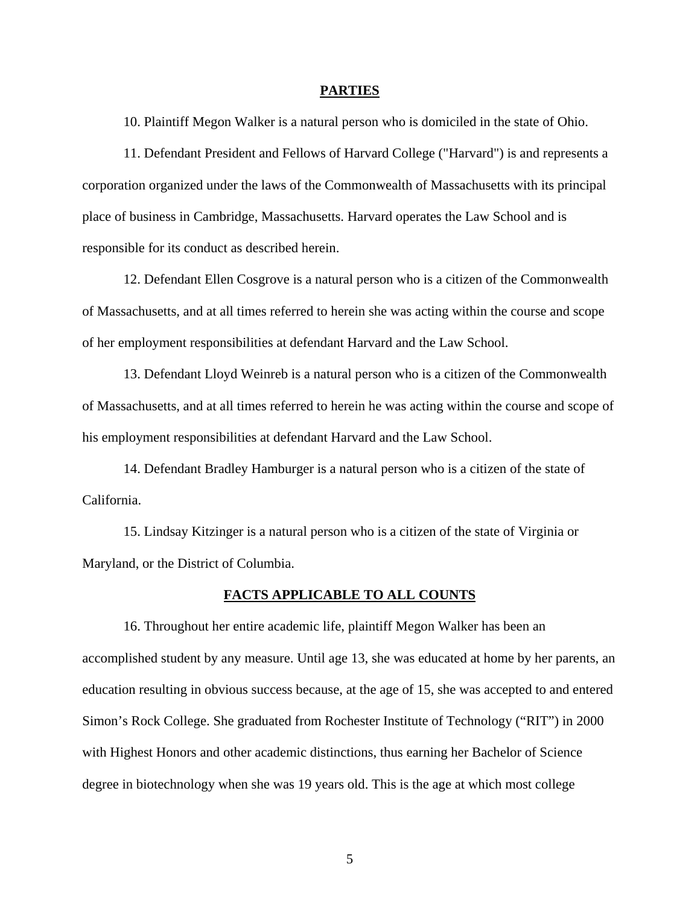## PARTIES

10. Plaintiff Megon Walker is a natural person who is domiciled in the state of Ohio.

11. Defendant President and Fellows of Harvard College ("Harvard") is and represents a corporation organized under the laws of the Commonwealth of Massachusetts with its principal place of business in Cambridge, Massachusetts. Harvard operates the Law School and is responsible for its conduct as described herein.

12. Defendant Ellen Cosgrove is a natural person who is a citizen of the Commonwealth of Massachusetts, and at all times referred to herein she was acting within the course and scope of her employment responsibilities at defendant Harvard and the Law School.

13. Defendant Lloyd Weinreb is a natural person who is a citizen of the Commonwealth of Massachusetts, and at all times referred to herein he was acting within the course and scope of his employment responsibilities at defendant Harvard and the Law School.

14. Defendant Bradley Hamburger is a natural person who is a citizen of the state of California.

15. Lindsay Kitzinger is a natural person who is a citizen of the state of Virginia or Maryland, or the District of Columbia.

## FACTS APPLICABLE TO ALL COUNTS

16. Throughout her entire academic life, plaintiff Megon Walker has been an accomplished student by any measure. Until age 13, she was educated at home by her parents, an education resulting in obvious success because, at the age of 15, she was accepted to and entered Simon's Rock College. She graduated from Rochester Institute of Technology ("RIT") in 2000 with Highest Honors and other academic distinctions, thus earning her Bachelor of Science degree in biotechnology when she was 19 years old. This is the age at which most college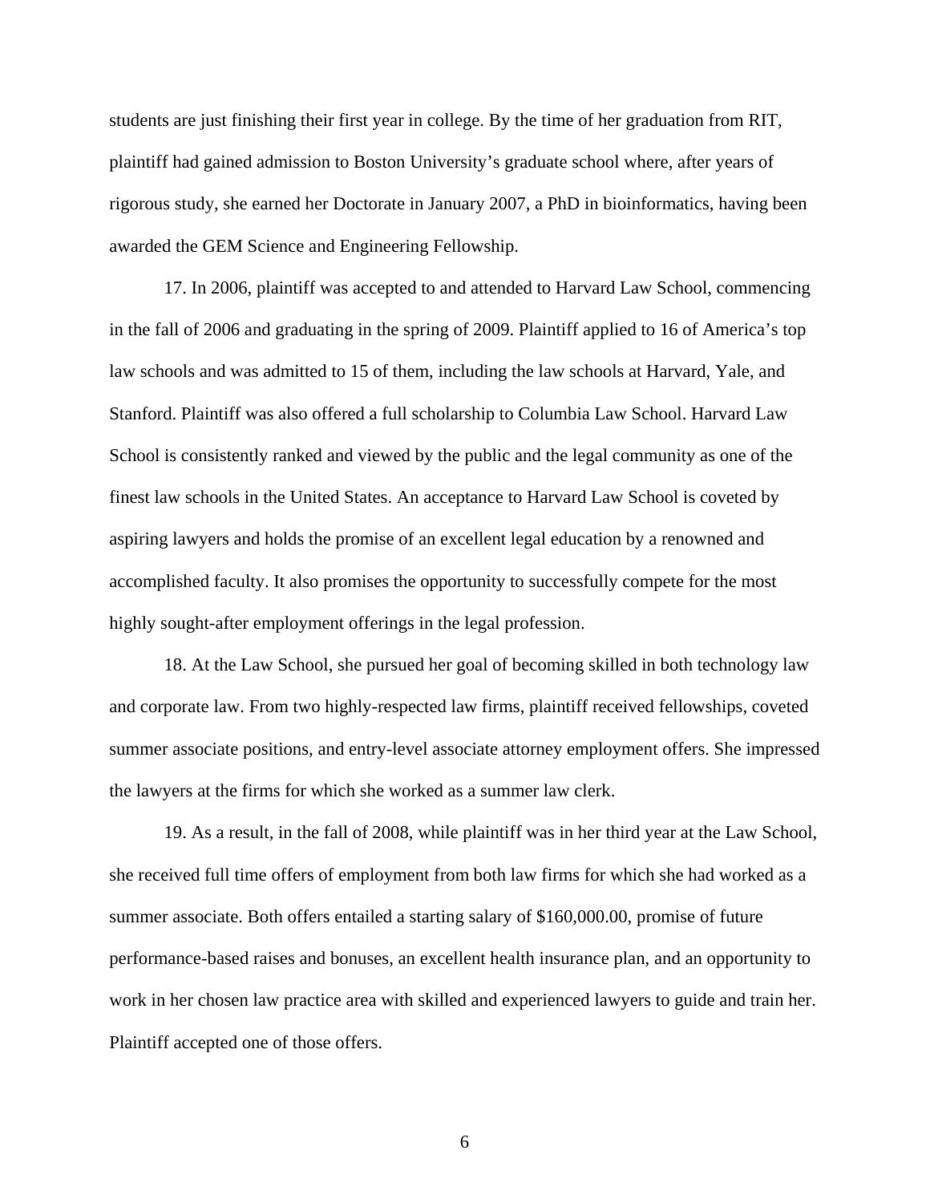students are just finishing their first year in college. By the time of her graduation from RIT, plaintiff had gained admission to Boston University's graduate school where, after years of rigorous study, she earned her Doctorate in January 2007, a PhD in bioinformatics, having been awarded the GEM Science and Engineering Fellowship.

17. In 2006, plaintiff was accepted to and attended to Harvard Law School, commencing in the fall of 2006 and graduating in the spring of 2009. Plaintiff applied to 16 of America's top law schools and was admitted to 15 of them, including the law schools at Harvard, Yale, and Stanford. Plaintiff was also offered a full scholarship to Columbia Law School. Harvard Law School is consistently ranked and viewed by the public and the legal community as one of the finest law schools in the United States. An acceptance to Harvard Law School is coveted by aspiring lawyers and holds the promise of an excellent legal education by a renowned and accomplished faculty. It also promises the opportunity to successfully compete for the most highly sought-after employment offerings in the legal profession.

18. At the Law School, she pursued her goal of becoming skilled in both technology law and corporate law. From two highly-respected law firms, plaintiff received fellowships, coveted summer associate positions, and entry-level associate attorney employment offers. She impressed the lawyers at the firms for which she worked as a summer law clerk.

19. As a result, in the fall of 2008, while plaintiff was in her third year at the Law School, she received full time offers of employment from both law firms for which she had worked as a summer associate. Both offers entailed a starting salary of $160,000.00, promise of future performance-based raises and bonuses, an excellent health insurance plan, and an opportunity to work in her chosen law practice area with skilled and experienced lawyers to guide and train her. Plaintiff accepted one of those offers.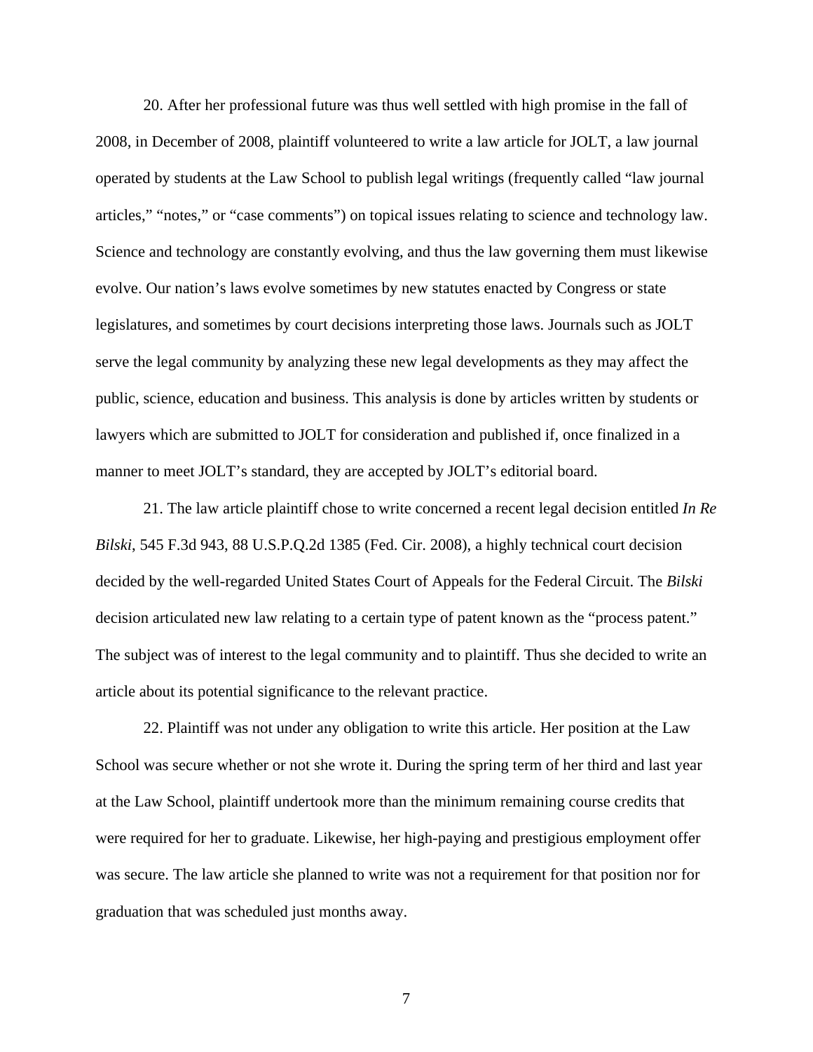20. After her professional future was thus well settled with high promise in the fall of 2008, in December of 2008, plaintiff volunteered to write a law article for JOLT, a law journal operated by students at the Law School to publish legal writings (frequently called "law journal articles," "notes," or "case comments") on topical issues relating to science and technology law. Science and technology are constantly evolving, and thus the law governing them must likewise evolve. Our nation's laws evolve sometimes by new statutes enacted by Congress or state legislatures, and sometimes by court decisions interpreting those laws. Journals such as JOLT serve the legal community by analyzing these new legal developments as they may affect the public, science, education and business. This analysis is done by articles written by students or lawyers which are submitted to JOLT for consideration and published if, once finalized in a manner to meet JOLT's standard, they are accepted by JOLT's editorial board.

21. The law article plaintiff chose to write concerned a recent legal decision entitled *In Re Bilski*, 545 F.3d 943, 88 U.S.P.Q.2d 1385 (Fed. Cir. 2008), a highly technical court decision decided by the well-regarded United States Court of Appeals for the Federal Circuit. The *Bilski* decision articulated new law relating to a certain type of patent known as the "process patent." The subject was of interest to the legal community and to plaintiff. Thus she decided to write an article about its potential significance to the relevant practice.

22. Plaintiff was not under any obligation to write this article. Her position at the Law School was secure whether or not she wrote it. During the spring term of her third and last year at the Law School, plaintiff undertook more than the minimum remaining course credits that were required for her to graduate. Likewise, her high-paying and prestigious employment offer was secure. The law article she planned to write was not a requirement for that position nor for graduation that was scheduled just months away.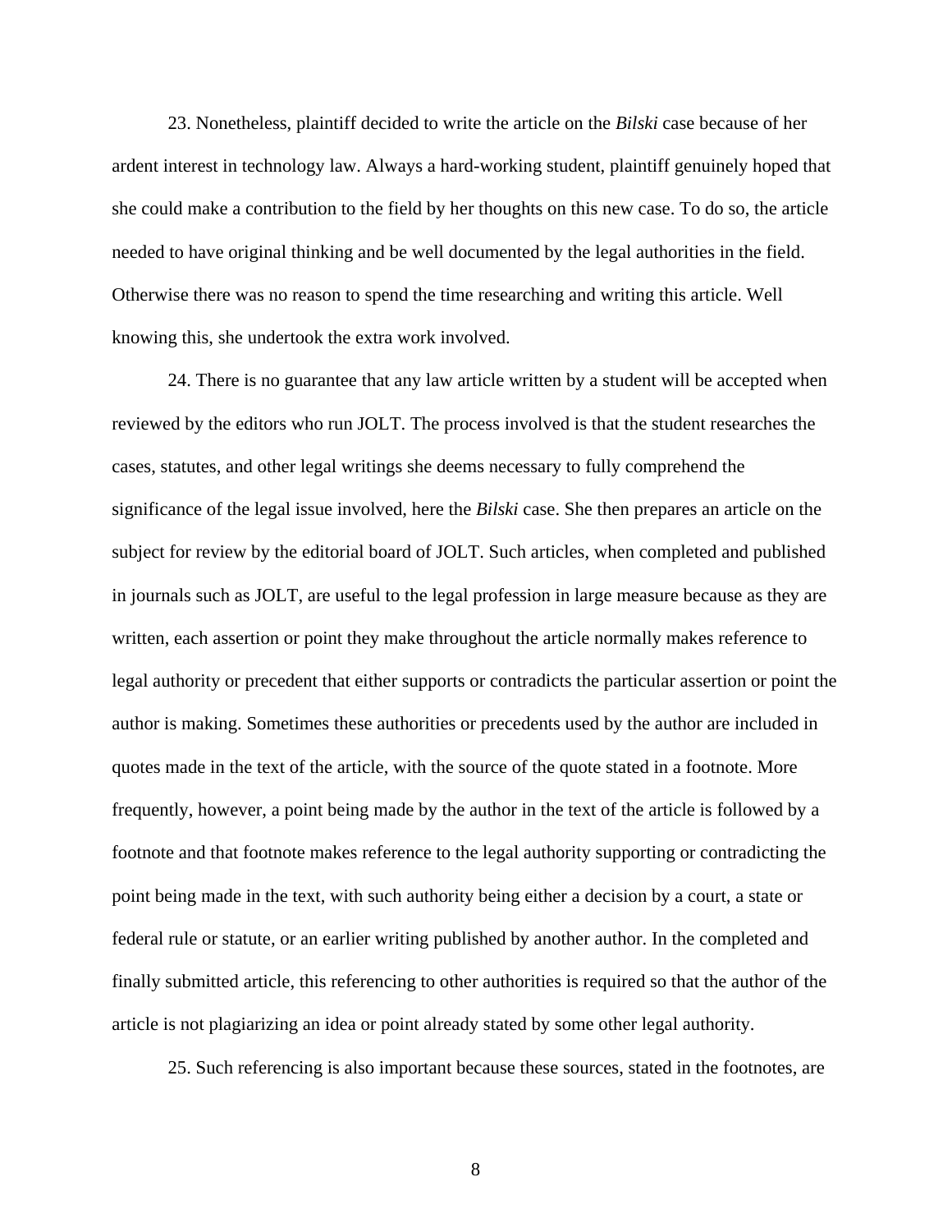23. Nonetheless, plaintiff decided to write the article on the *Bilski* case because of her ardent interest in technology law. Always a hard-working student, plaintiff genuinely hoped that she could make a contribution to the field by her thoughts on this new case. To do so, the article needed to have original thinking and be well documented by the legal authorities in the field. Otherwise there was no reason to spend the time researching and writing this article. Well knowing this, she undertook the extra work involved.

24. There is no guarantee that any law article written by a student will be accepted when reviewed by the editors who run JOLT. The process involved is that the student researches the cases, statutes, and other legal writings she deems necessary to fully comprehend the significance of the legal issue involved, here the *Bilski* case. She then prepares an article on the subject for review by the editorial board of JOLT. Such articles, when completed and published in journals such as JOLT, are useful to the legal profession in large measure because as they are written, each assertion or point they make throughout the article normally makes reference to legal authority or precedent that either supports or contradicts the particular assertion or point the author is making. Sometimes these authorities or precedents used by the author are included in quotes made in the text of the article, with the source of the quote stated in a footnote. More frequently, however, a point being made by the author in the text of the article is followed by a footnote and that footnote makes reference to the legal authority supporting or contradicting the point being made in the text, with such authority being either a decision by a court, a state or federal rule or statute, or an earlier writing published by another author. In the completed and finally submitted article, this referencing to other authorities is required so that the author of the article is not plagiarizing an idea or point already stated by some other legal authority.

25. Such referencing is also important because these sources, stated in the footnotes, are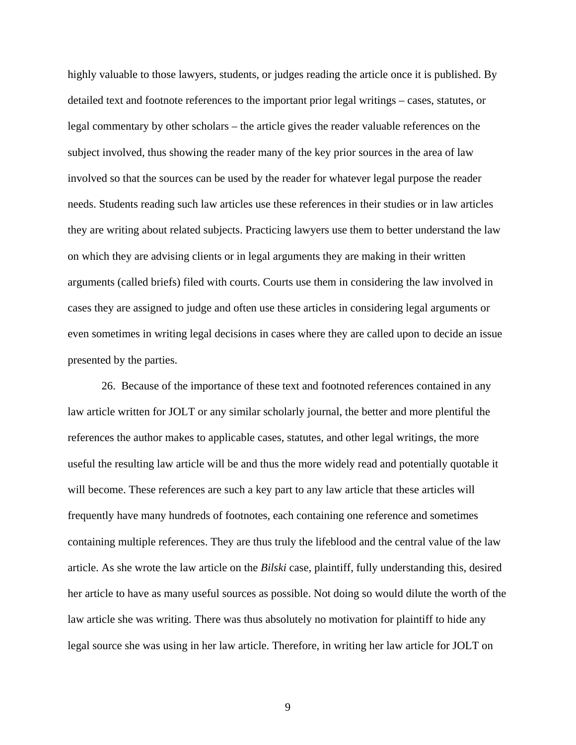highly valuable to those lawyers, students, or judges reading the article once it is published. By detailed text and footnote references to the important prior legal writings – cases, statutes, or legal commentary by other scholars – the article gives the reader valuable references on the subject involved, thus showing the reader many of the key prior sources in the area of law involved so that the sources can be used by the reader for whatever legal purpose the reader needs. Students reading such law articles use these references in their studies or in law articles they are writing about related subjects. Practicing lawyers use them to better understand the law on which they are advising clients or in legal arguments they are making in their written arguments (called briefs) filed with courts. Courts use them in considering the law involved in cases they are assigned to judge and often use these articles in considering legal arguments or even sometimes in writing legal decisions in cases where they are called upon to decide an issue presented by the parties.

26. Because of the importance of these text and footnoted references contained in any law article written for JOLT or any similar scholarly journal, the better and more plentiful the references the author makes to applicable cases, statutes, and other legal writings, the more useful the resulting law article will be and thus the more widely read and potentially quotable it will become. These references are such a key part to any law article that these articles will frequently have many hundreds of footnotes, each containing one reference and sometimes containing multiple references. They are thus truly the lifeblood and the central value of the law article. As she wrote the law article on the *Bilski* case, plaintiff, fully understanding this, desired her article to have as many useful sources as possible. Not doing so would dilute the worth of the law article she was writing. There was thus absolutely no motivation for plaintiff to hide any legal source she was using in her law article. Therefore, in writing her law article for JOLT on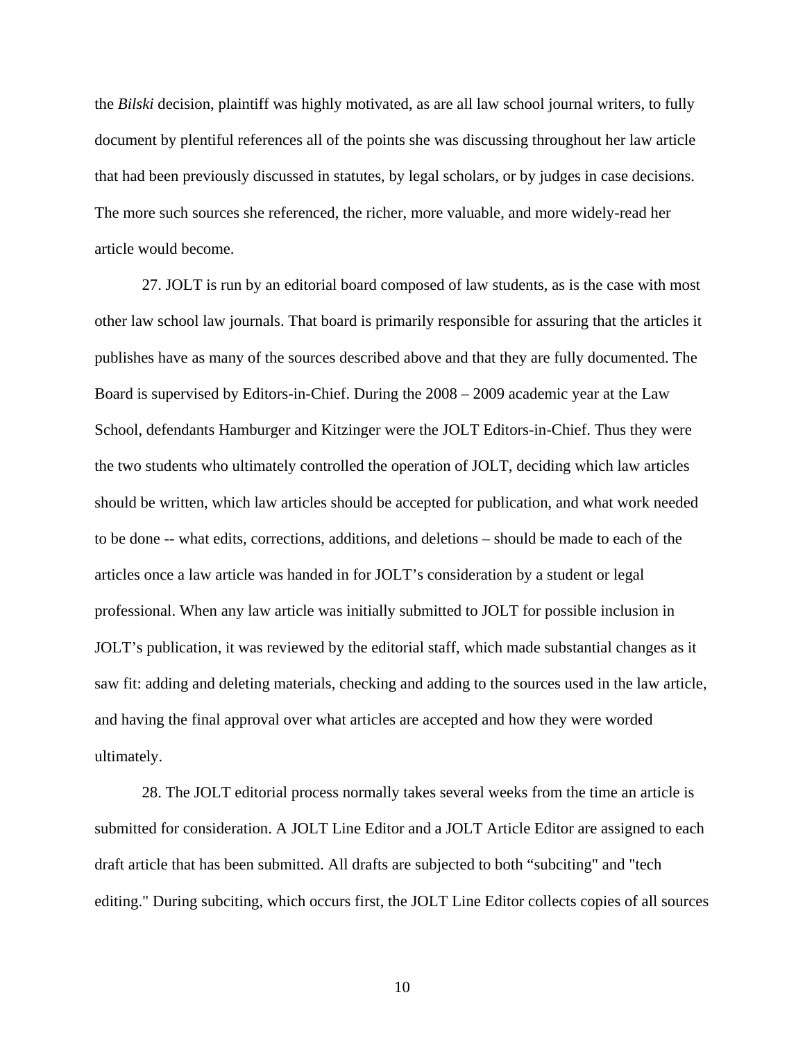the *Bilski* decision, plaintiff was highly motivated, as are all law school journal writers, to fully document by plentiful references all of the points she was discussing throughout her law article that had been previously discussed in statutes, by legal scholars, or by judges in case decisions. The more such sources she referenced, the richer, more valuable, and more widely-read her article would become.

27. JOLT is run by an editorial board composed of law students, as is the case with most other law school law journals. That board is primarily responsible for assuring that the articles it publishes have as many of the sources described above and that they are fully documented. The Board is supervised by Editors-in-Chief. During the 2008 – 2009 academic year at the Law School, defendants Hamburger and Kitzinger were the JOLT Editors-in-Chief. Thus they were the two students who ultimately controlled the operation of JOLT, deciding which law articles should be written, which law articles should be accepted for publication, and what work needed to be done -- what edits, corrections, additions, and deletions – should be made to each of the articles once a law article was handed in for JOLT's consideration by a student or legal professional. When any law article was initially submitted to JOLT for possible inclusion in JOLT's publication, it was reviewed by the editorial staff, which made substantial changes as it saw fit: adding and deleting materials, checking and adding to the sources used in the law article, and having the final approval over what articles are accepted and how they were worded ultimately.

28. The JOLT editorial process normally takes several weeks from the time an article is submitted for consideration. A JOLT Line Editor and a JOLT Article Editor are assigned to each draft article that has been submitted. All drafts are subjected to both "subciting" and "tech editing." During subciting, which occurs first, the JOLT Line Editor collects copies of all sources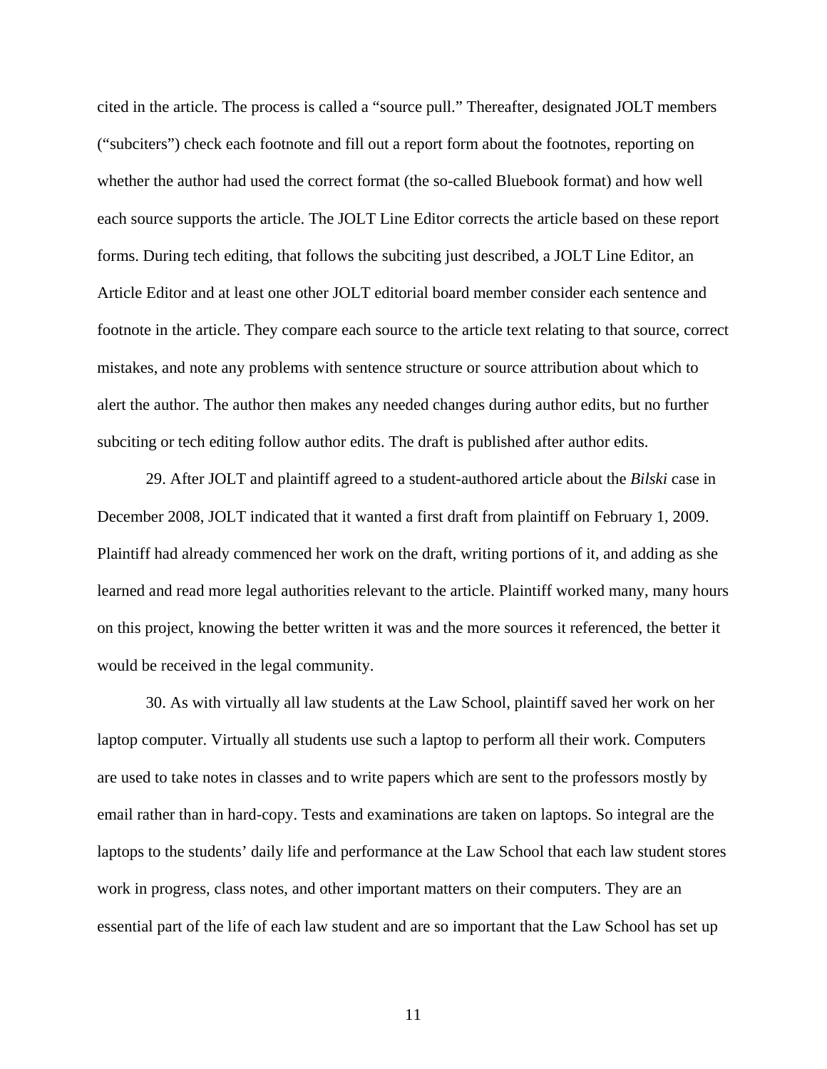cited in the article. The process is called a "source pull." Thereafter, designated JOLT members ("subciters") check each footnote and fill out a report form about the footnotes, reporting on whether the author had used the correct format (the so-called Bluebook format) and how well each source supports the article. The JOLT Line Editor corrects the article based on these report forms. During tech editing, that follows the subciting just described, a JOLT Line Editor, an Article Editor and at least one other JOLT editorial board member consider each sentence and footnote in the article. They compare each source to the article text relating to that source, correct mistakes, and note any problems with sentence structure or source attribution about which to alert the author. The author then makes any needed changes during author edits, but no further subciting or tech editing follow author edits. The draft is published after author edits.

29. After JOLT and plaintiff agreed to a student-authored article about the *Bilski* case in December 2008, JOLT indicated that it wanted a first draft from plaintiff on February 1, 2009. Plaintiff had already commenced her work on the draft, writing portions of it, and adding as she learned and read more legal authorities relevant to the article. Plaintiff worked many, many hours on this project, knowing the better written it was and the more sources it referenced, the better it would be received in the legal community.

30. As with virtually all law students at the Law School, plaintiff saved her work on her laptop computer. Virtually all students use such a laptop to perform all their work. Computers are used to take notes in classes and to write papers which are sent to the professors mostly by email rather than in hard-copy. Tests and examinations are taken on laptops. So integral are the laptops to the students' daily life and performance at the Law School that each law student stores work in progress, class notes, and other important matters on their computers. They are an essential part of the life of each law student and are so important that the Law School has set up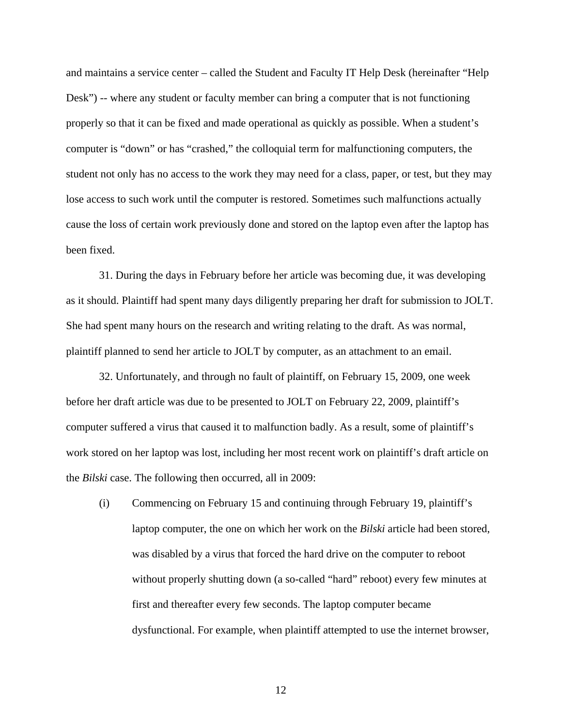and maintains a service center – called the Student and Faculty IT Help Desk (hereinafter "Help Desk") -- where any student or faculty member can bring a computer that is not functioning properly so that it can be fixed and made operational as quickly as possible. When a student's computer is "down" or has "crashed," the colloquial term for malfunctioning computers, the student not only has no access to the work they may need for a class, paper, or test, but they may lose access to such work until the computer is restored. Sometimes such malfunctions actually cause the loss of certain work previously done and stored on the laptop even after the laptop has been fixed.

31. During the days in February before her article was becoming due, it was developing as it should. Plaintiff had spent many days diligently preparing her draft for submission to JOLT. She had spent many hours on the research and writing relating to the draft. As was normal, plaintiff planned to send her article to JOLT by computer, as an attachment to an email.

32. Unfortunately, and through no fault of plaintiff, on February 15, 2009, one week before her draft article was due to be presented to JOLT on February 22, 2009, plaintiff's computer suffered a virus that caused it to malfunction badly. As a result, some of plaintiff's work stored on her laptop was lost, including her most recent work on plaintiff's draft article on the *Bilski* case. The following then occurred, all in 2009:

(i) Commencing on February 15 and continuing through February 19, plaintiff's laptop computer, the one on which her work on the *Bilski* article had been stored, was disabled by a virus that forced the hard drive on the computer to reboot without properly shutting down (a so-called "hard" reboot) every few minutes at first and thereafter every few seconds. The laptop computer became dysfunctional. For example, when plaintiff attempted to use the internet browser,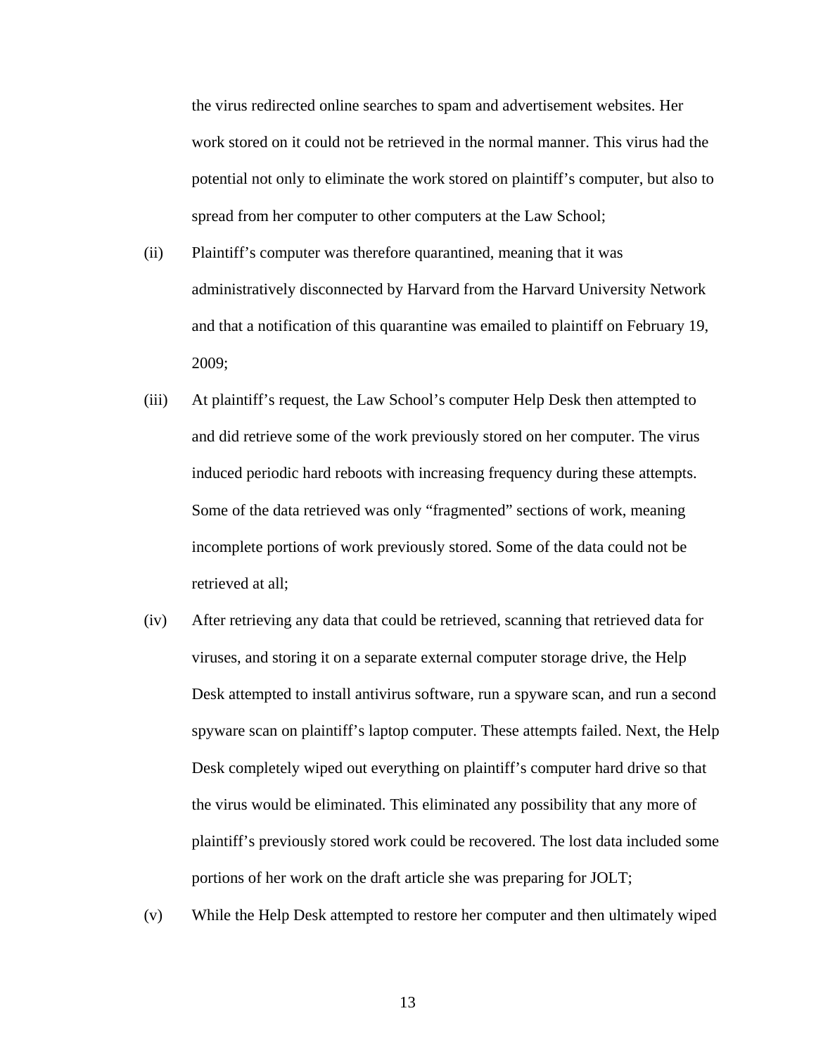the virus redirected online searches to spam and advertisement websites. Her work stored on it could not be retrieved in the normal manner. This virus had the potential not only to eliminate the work stored on plaintiff's computer, but also to spread from her computer to other computers at the Law School;

(ii) Plaintiff's computer was therefore quarantined, meaning that it was administratively disconnected by Harvard from the Harvard University Network and that a notification of this quarantine was emailed to plaintiff on February 19, 2009;

(iii) At plaintiff's request, the Law School's computer Help Desk then attempted to and did retrieve some of the work previously stored on her computer. The virus induced periodic hard reboots with increasing frequency during these attempts. Some of the data retrieved was only "fragmented" sections of work, meaning incomplete portions of work previously stored. Some of the data could not be retrieved at all;

(iv) After retrieving any data that could be retrieved, scanning that retrieved data for viruses, and storing it on a separate external computer storage drive, the Help Desk attempted to install antivirus software, run a spyware scan, and run a second spyware scan on plaintiff's laptop computer. These attempts failed. Next, the Help Desk completely wiped out everything on plaintiff's computer hard drive so that the virus would be eliminated. This eliminated any possibility that any more of plaintiff's previously stored work could be recovered. The lost data included some portions of her work on the draft article she was preparing for JOLT;

(v) While the Help Desk attempted to restore her computer and then ultimately wiped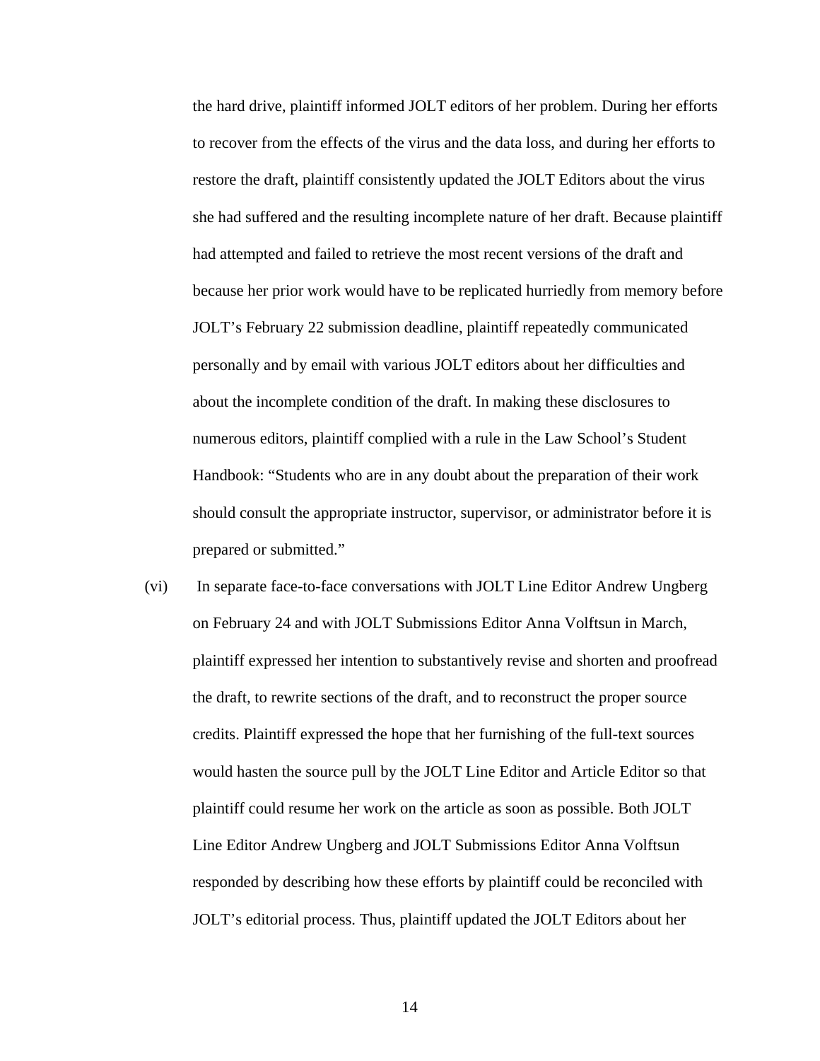the hard drive, plaintiff informed JOLT editors of her problem. During her efforts to recover from the effects of the virus and the data loss, and during her efforts to restore the draft, plaintiff consistently updated the JOLT Editors about the virus she had suffered and the resulting incomplete nature of her draft. Because plaintiff had attempted and failed to retrieve the most recent versions of the draft and because her prior work would have to be replicated hurriedly from memory before JOLT's February 22 submission deadline, plaintiff repeatedly communicated personally and by email with various JOLT editors about her difficulties and about the incomplete condition of the draft. In making these disclosures to numerous editors, plaintiff complied with a rule in the Law School's Student Handbook: "Students who are in any doubt about the preparation of their work should consult the appropriate instructor, supervisor, or administrator before it is prepared or submitted."

(vi) In separate face-to-face conversations with JOLT Line Editor Andrew Ungberg on February 24 and with JOLT Submissions Editor Anna Volftsun in March, plaintiff expressed her intention to substantively revise and shorten and proofread the draft, to rewrite sections of the draft, and to reconstruct the proper source credits. Plaintiff expressed the hope that her furnishing of the full-text sources would hasten the source pull by the JOLT Line Editor and Article Editor so that plaintiff could resume her work on the article as soon as possible. Both JOLT Line Editor Andrew Ungberg and JOLT Submissions Editor Anna Volftsun responded by describing how these efforts by plaintiff could be reconciled with JOLT's editorial process. Thus, plaintiff updated the JOLT Editors about her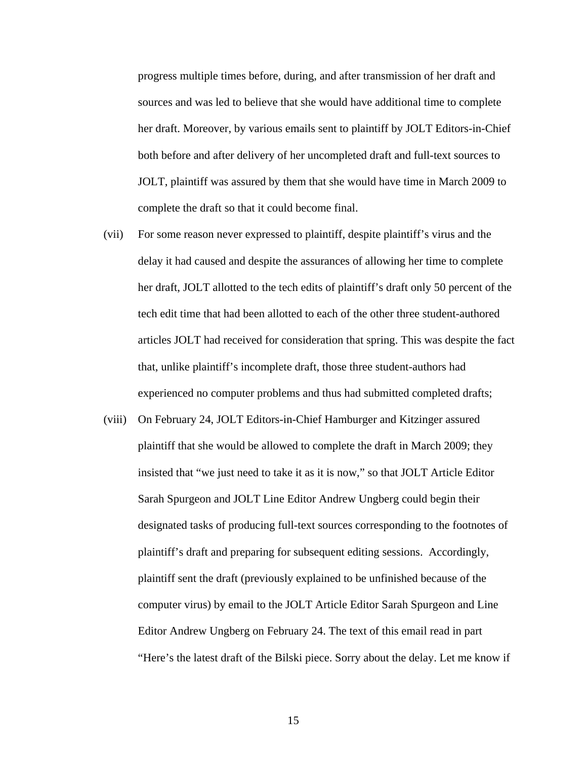progress multiple times before, during, and after transmission of her draft and sources and was led to believe that she would have additional time to complete her draft. Moreover, by various emails sent to plaintiff by JOLT Editors-in-Chief both before and after delivery of her uncompleted draft and full-text sources to JOLT, plaintiff was assured by them that she would have time in March 2009 to complete the draft so that it could become final.

(vii) For some reason never expressed to plaintiff, despite plaintiff's virus and the delay it had caused and despite the assurances of allowing her time to complete her draft, JOLT allotted to the tech edits of plaintiff's draft only 50 percent of the tech edit time that had been allotted to each of the other three student-authored articles JOLT had received for consideration that spring. This was despite the fact that, unlike plaintiff's incomplete draft, those three student-authors had experienced no computer problems and thus had submitted completed drafts;

(viii) On February 24, JOLT Editors-in-Chief Hamburger and Kitzinger assured plaintiff that she would be allowed to complete the draft in March 2009; they insisted that "we just need to take it as it is now," so that JOLT Article Editor Sarah Spurgeon and JOLT Line Editor Andrew Ungberg could begin their designated tasks of producing full-text sources corresponding to the footnotes of plaintiff's draft and preparing for subsequent editing sessions. Accordingly, plaintiff sent the draft (previously explained to be unfinished because of the computer virus) by email to the JOLT Article Editor Sarah Spurgeon and Line Editor Andrew Ungberg on February 24. The text of this email read in part "Here's the latest draft of the Bilski piece. Sorry about the delay. Let me know if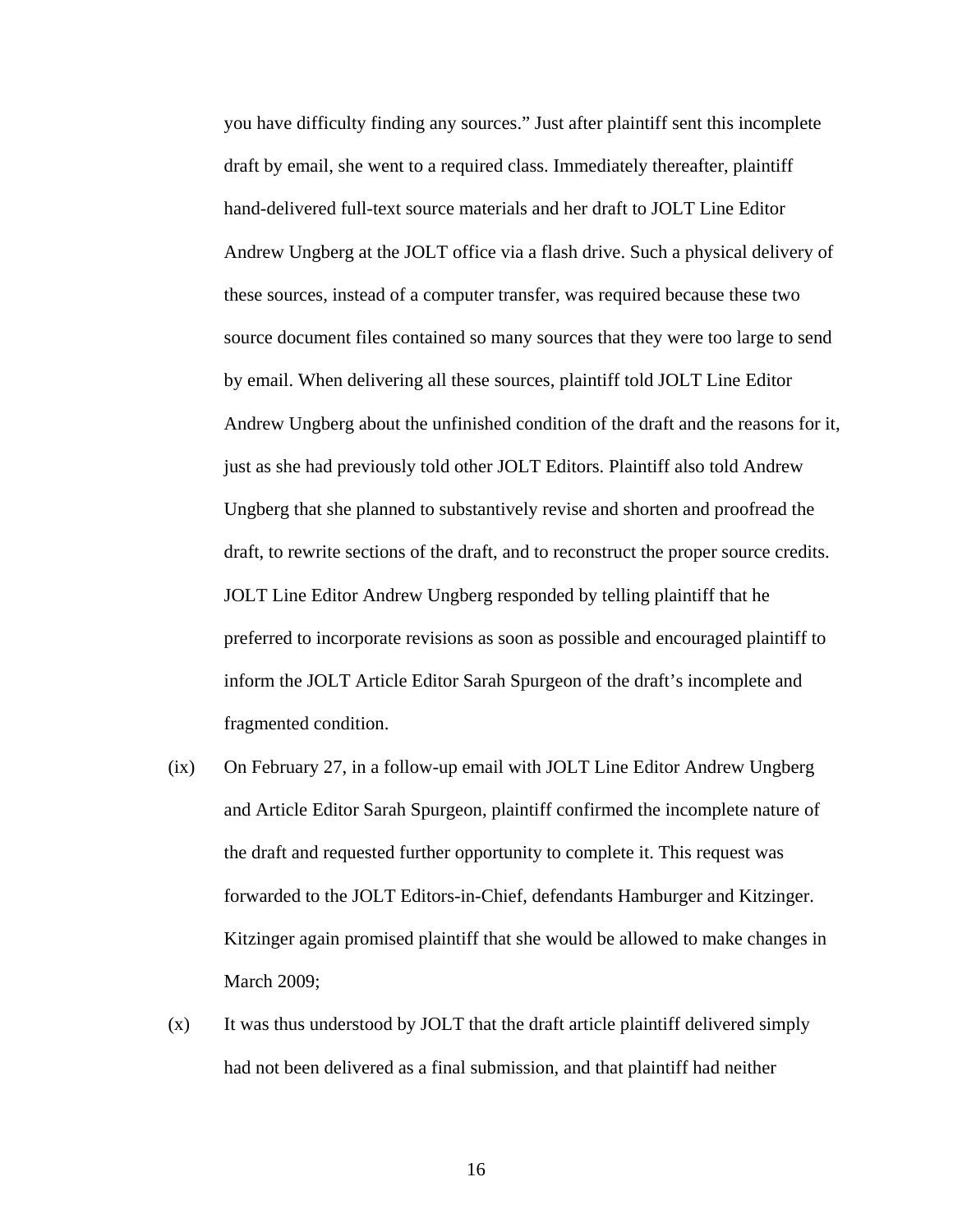you have difficulty finding any sources." Just after plaintiff sent this incomplete draft by email, she went to a required class. Immediately thereafter, plaintiff hand-delivered full-text source materials and her draft to JOLT Line Editor Andrew Ungberg at the JOLT office via a flash drive. Such a physical delivery of these sources, instead of a computer transfer, was required because these two source document files contained so many sources that they were too large to send by email. When delivering all these sources, plaintiff told JOLT Line Editor Andrew Ungberg about the unfinished condition of the draft and the reasons for it, just as she had previously told other JOLT Editors. Plaintiff also told Andrew Ungberg that she planned to substantively revise and shorten and proofread the draft, to rewrite sections of the draft, and to reconstruct the proper source credits. JOLT Line Editor Andrew Ungberg responded by telling plaintiff that he preferred to incorporate revisions as soon as possible and encouraged plaintiff to inform the JOLT Article Editor Sarah Spurgeon of the draft's incomplete and fragmented condition.

(ix) On February 27, in a follow-up email with JOLT Line Editor Andrew Ungberg and Article Editor Sarah Spurgeon, plaintiff confirmed the incomplete nature of the draft and requested further opportunity to complete it. This request was forwarded to the JOLT Editors-in-Chief, defendants Hamburger and Kitzinger. Kitzinger again promised plaintiff that she would be allowed to make changes in March 2009;

(x) It was thus understood by JOLT that the draft article plaintiff delivered simply had not been delivered as a final submission, and that plaintiff had neither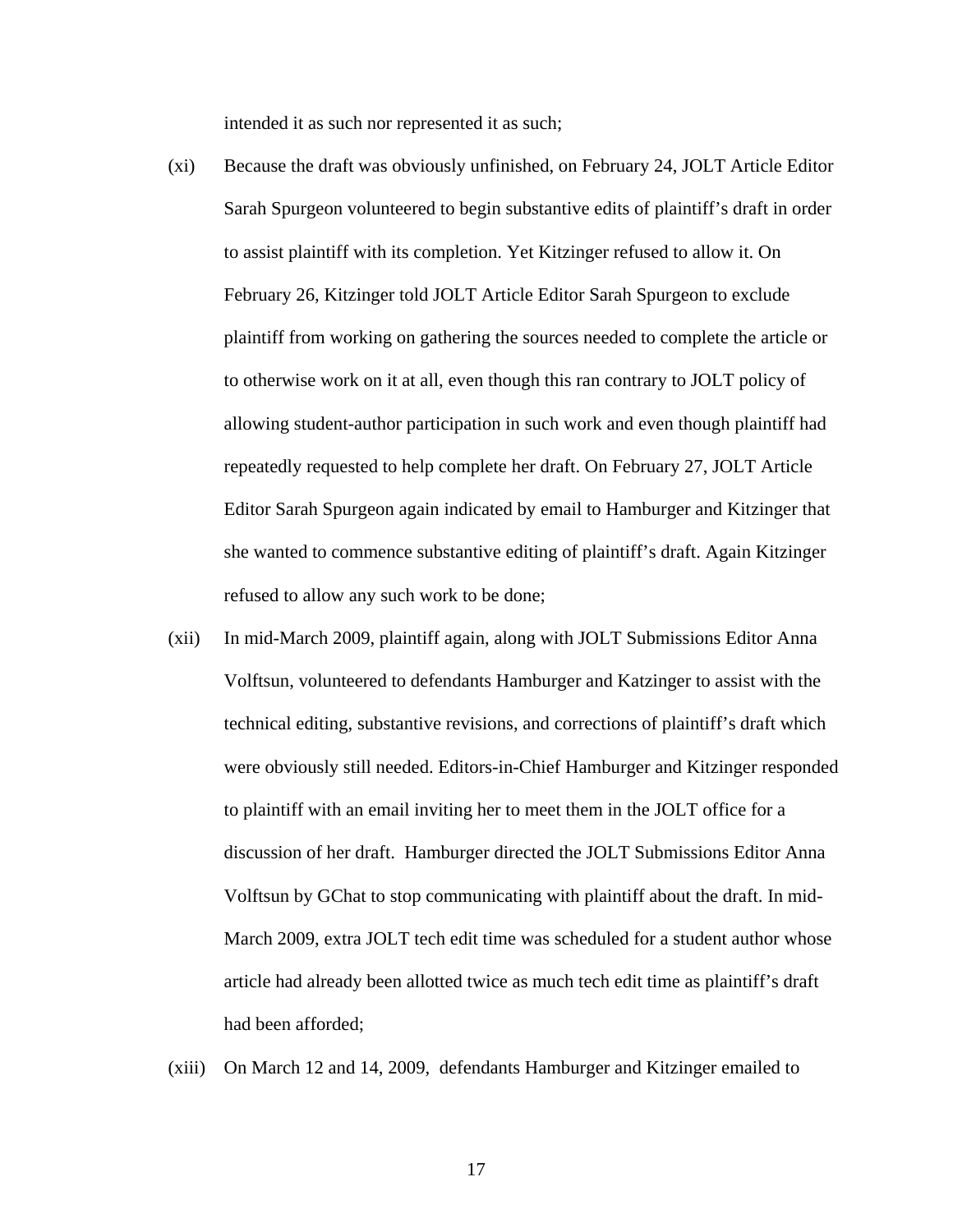intended it as such nor represented it as such;

(xi) Because the draft was obviously unfinished, on February 24, JOLT Article Editor Sarah Spurgeon volunteered to begin substantive edits of plaintiff's draft in order to assist plaintiff with its completion. Yet Kitzinger refused to allow it. On February 26, Kitzinger told JOLT Article Editor Sarah Spurgeon to exclude plaintiff from working on gathering the sources needed to complete the article or to otherwise work on it at all, even though this ran contrary to JOLT policy of allowing student-author participation in such work and even though plaintiff had repeatedly requested to help complete her draft. On February 27, JOLT Article Editor Sarah Spurgeon again indicated by email to Hamburger and Kitzinger that she wanted to commence substantive editing of plaintiff's draft. Again Kitzinger refused to allow any such work to be done;

(xii) In mid-March 2009, plaintiff again, along with JOLT Submissions Editor Anna Volftsun, volunteered to defendants Hamburger and Katzinger to assist with the technical editing, substantive revisions, and corrections of plaintiff's draft which were obviously still needed. Editors-in-Chief Hamburger and Kitzinger responded to plaintiff with an email inviting her to meet them in the JOLT office for a discussion of her draft. Hamburger directed the JOLT Submissions Editor Anna Volftsun by GChat to stop communicating with plaintiff about the draft. In mid-March 2009, extra JOLT tech edit time was scheduled for a student author whose article had already been allotted twice as much tech edit time as plaintiff's draft had been afforded;

(xiii) On March 12 and 14, 2009, defendants Hamburger and Kitzinger emailed to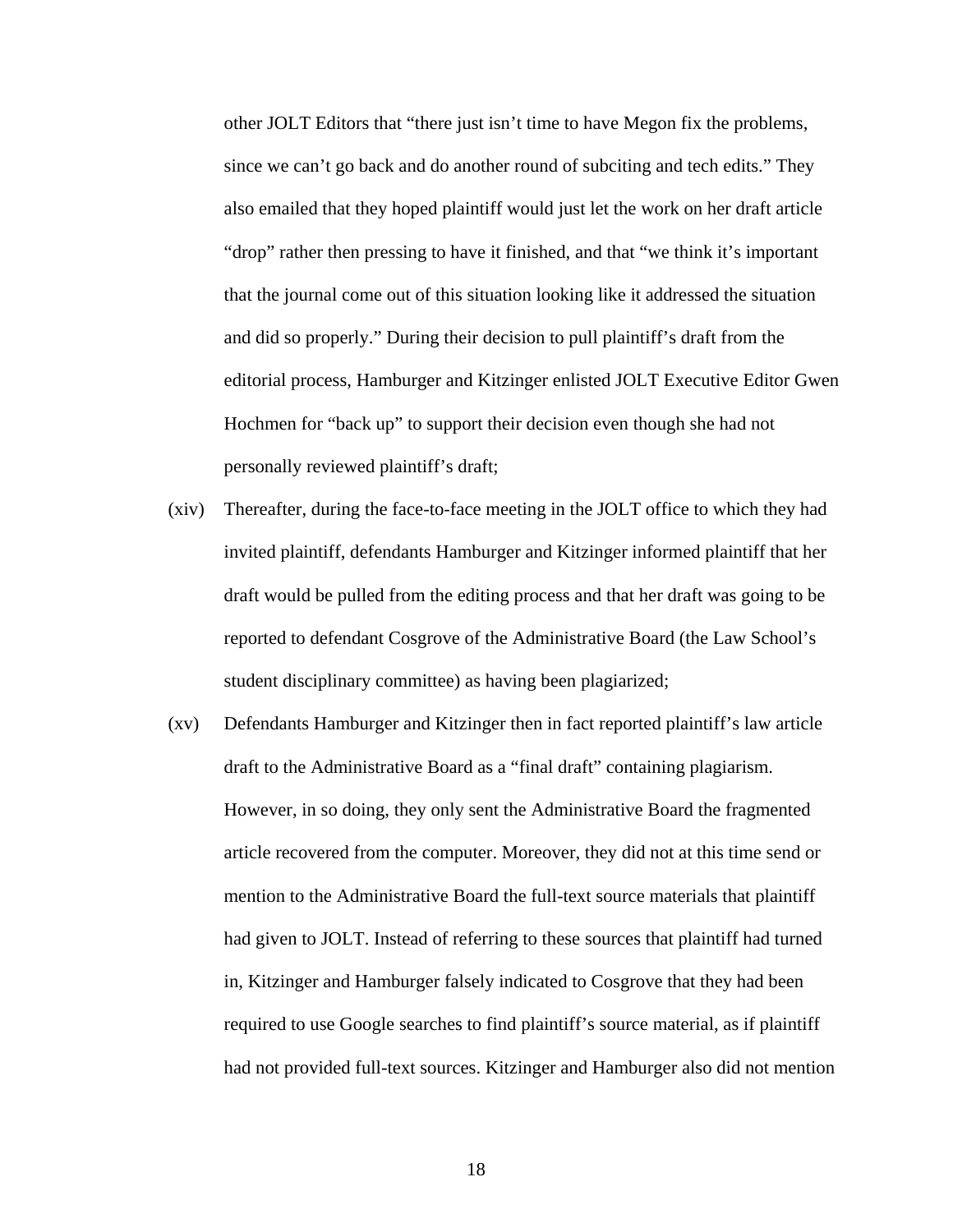other JOLT Editors that "there just isn't time to have Megon fix the problems, since we can't go back and do another round of subciting and tech edits." They also emailed that they hoped plaintiff would just let the work on her draft article "drop" rather then pressing to have it finished, and that "we think it's important that the journal come out of this situation looking like it addressed the situation and did so properly." During their decision to pull plaintiff's draft from the editorial process, Hamburger and Kitzinger enlisted JOLT Executive Editor Gwen Hochmen for "back up" to support their decision even though she had not personally reviewed plaintiff's draft;

(xiv) Thereafter, during the face-to-face meeting in the JOLT office to which they had invited plaintiff, defendants Hamburger and Kitzinger informed plaintiff that her draft would be pulled from the editing process and that her draft was going to be reported to defendant Cosgrove of the Administrative Board (the Law School's student disciplinary committee) as having been plagiarized;

(xv) Defendants Hamburger and Kitzinger then in fact reported plaintiff's law article draft to the Administrative Board as a "final draft" containing plagiarism. However, in so doing, they only sent the Administrative Board the fragmented article recovered from the computer. Moreover, they did not at this time send or mention to the Administrative Board the full-text source materials that plaintiff had given to JOLT. Instead of referring to these sources that plaintiff had turned in, Kitzinger and Hamburger falsely indicated to Cosgrove that they had been required to use Google searches to find plaintiff's source material, as if plaintiff had not provided full-text sources. Kitzinger and Hamburger also did not mention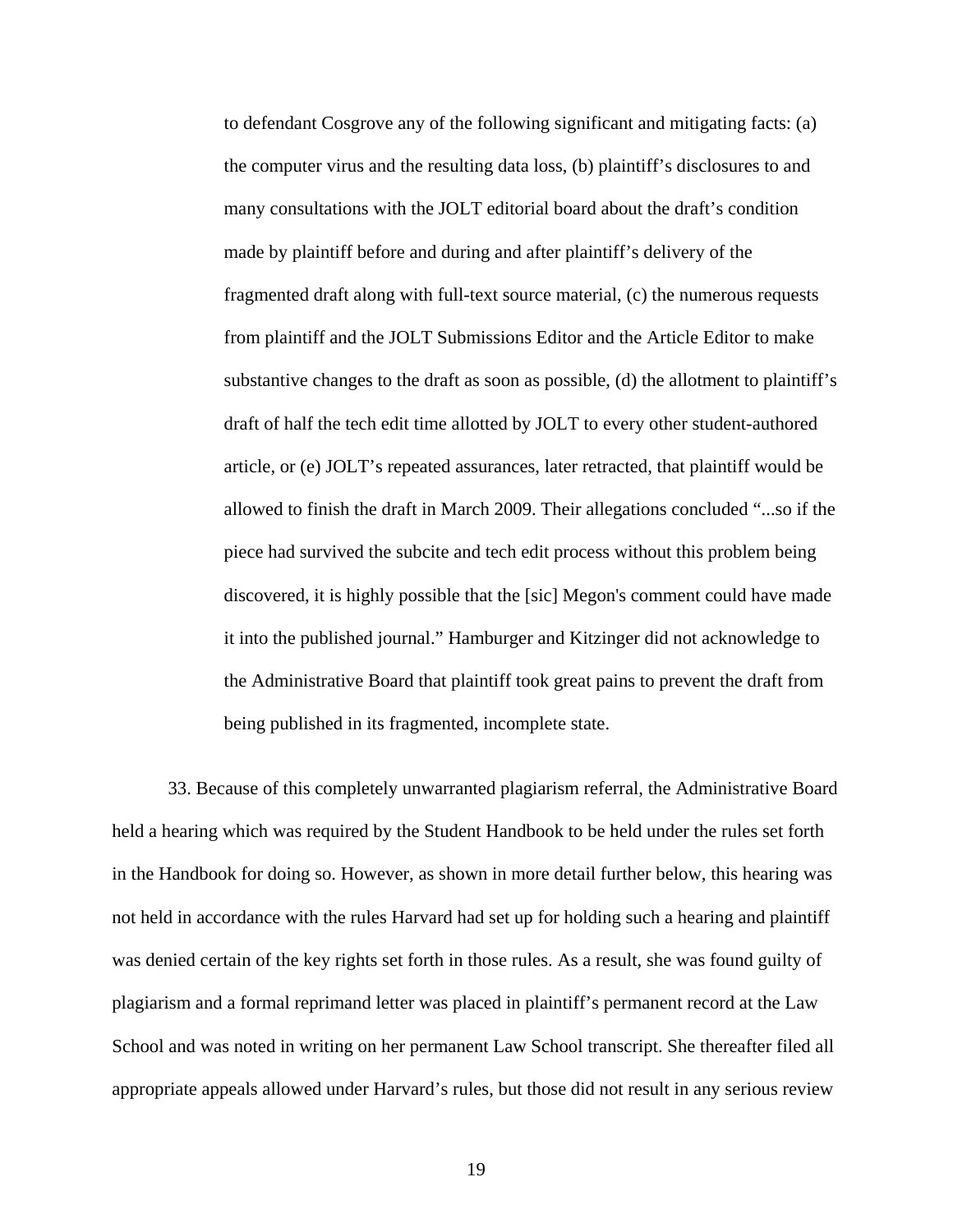to defendant Cosgrove any of the following significant and mitigating facts: (a) the computer virus and the resulting data loss, (b) plaintiff's disclosures to and many consultations with the JOLT editorial board about the draft's condition made by plaintiff before and during and after plaintiff's delivery of the fragmented draft along with full-text source material, (c) the numerous requests from plaintiff and the JOLT Submissions Editor and the Article Editor to make substantive changes to the draft as soon as possible, (d) the allotment to plaintiff's draft of half the tech edit time allotted by JOLT to every other student-authored article, or (e) JOLT's repeated assurances, later retracted, that plaintiff would be allowed to finish the draft in March 2009. Their allegations concluded "...so if the piece had survived the subcite and tech edit process without this problem being discovered, it is highly possible that the [sic] Megon's comment could have made it into the published journal." Hamburger and Kitzinger did not acknowledge to the Administrative Board that plaintiff took great pains to prevent the draft from being published in its fragmented, incomplete state.

33. Because of this completely unwarranted plagiarism referral, the Administrative Board held a hearing which was required by the Student Handbook to be held under the rules set forth in the Handbook for doing so. However, as shown in more detail further below, this hearing was not held in accordance with the rules Harvard had set up for holding such a hearing and plaintiff was denied certain of the key rights set forth in those rules. As a result, she was found guilty of plagiarism and a formal reprimand letter was placed in plaintiff's permanent record at the Law School and was noted in writing on her permanent Law School transcript. She thereafter filed all appropriate appeals allowed under Harvard's rules, but those did not result in any serious review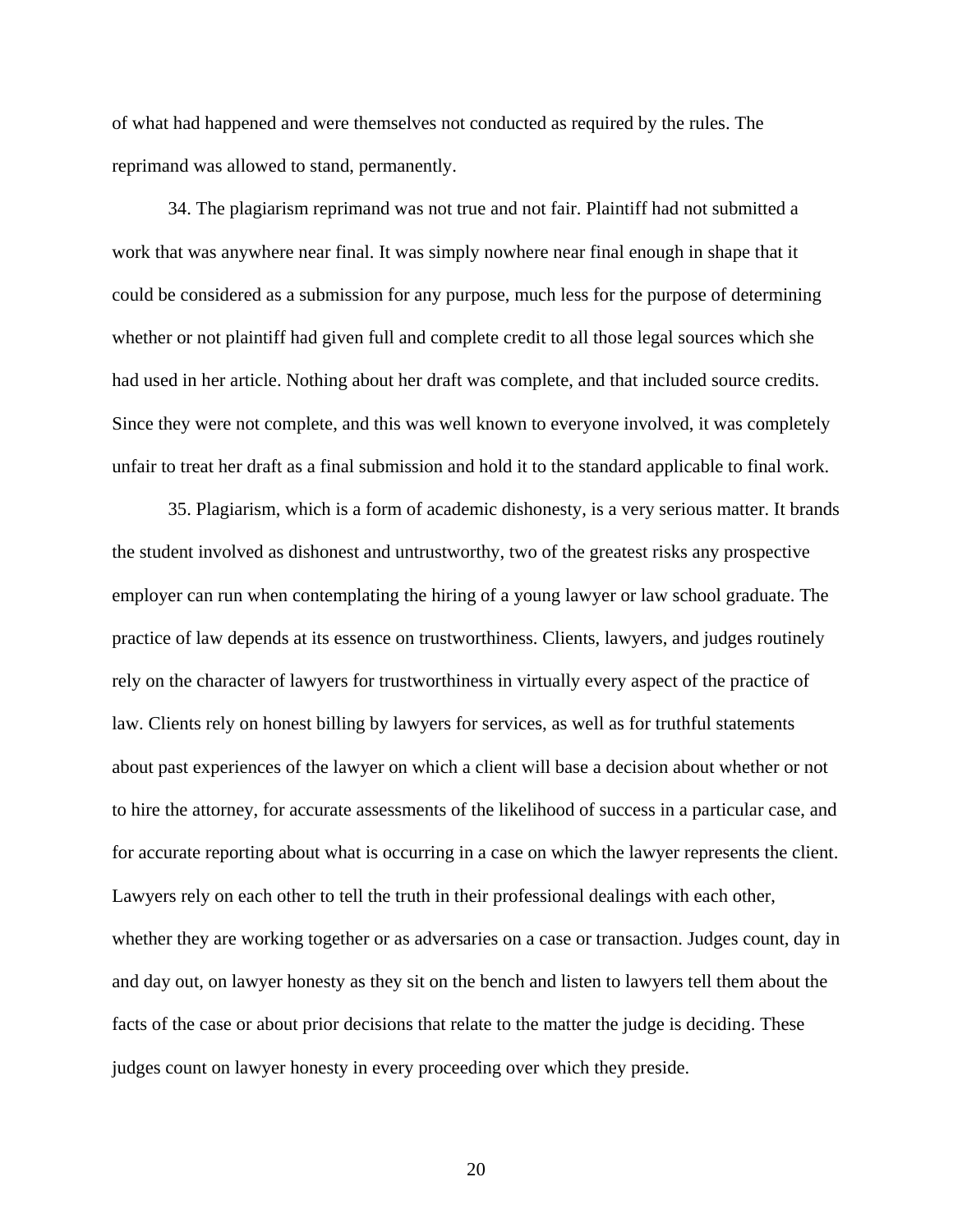of what had happened and were themselves not conducted as required by the rules. The reprimand was allowed to stand, permanently.

34. The plagiarism reprimand was not true and not fair. Plaintiff had not submitted a work that was anywhere near final. It was simply nowhere near final enough in shape that it could be considered as a submission for any purpose, much less for the purpose of determining whether or not plaintiff had given full and complete credit to all those legal sources which she had used in her article. Nothing about her draft was complete, and that included source credits. Since they were not complete, and this was well known to everyone involved, it was completely unfair to treat her draft as a final submission and hold it to the standard applicable to final work.

35. Plagiarism, which is a form of academic dishonesty, is a very serious matter. It brands the student involved as dishonest and untrustworthy, two of the greatest risks any prospective employer can run when contemplating the hiring of a young lawyer or law school graduate. The practice of law depends at its essence on trustworthiness. Clients, lawyers, and judges routinely rely on the character of lawyers for trustworthiness in virtually every aspect of the practice of law. Clients rely on honest billing by lawyers for services, as well as for truthful statements about past experiences of the lawyer on which a client will base a decision about whether or not to hire the attorney, for accurate assessments of the likelihood of success in a particular case, and for accurate reporting about what is occurring in a case on which the lawyer represents the client. Lawyers rely on each other to tell the truth in their professional dealings with each other, whether they are working together or as adversaries on a case or transaction. Judges count, day in and day out, on lawyer honesty as they sit on the bench and listen to lawyers tell them about the facts of the case or about prior decisions that relate to the matter the judge is deciding. These judges count on lawyer honesty in every proceeding over which they preside.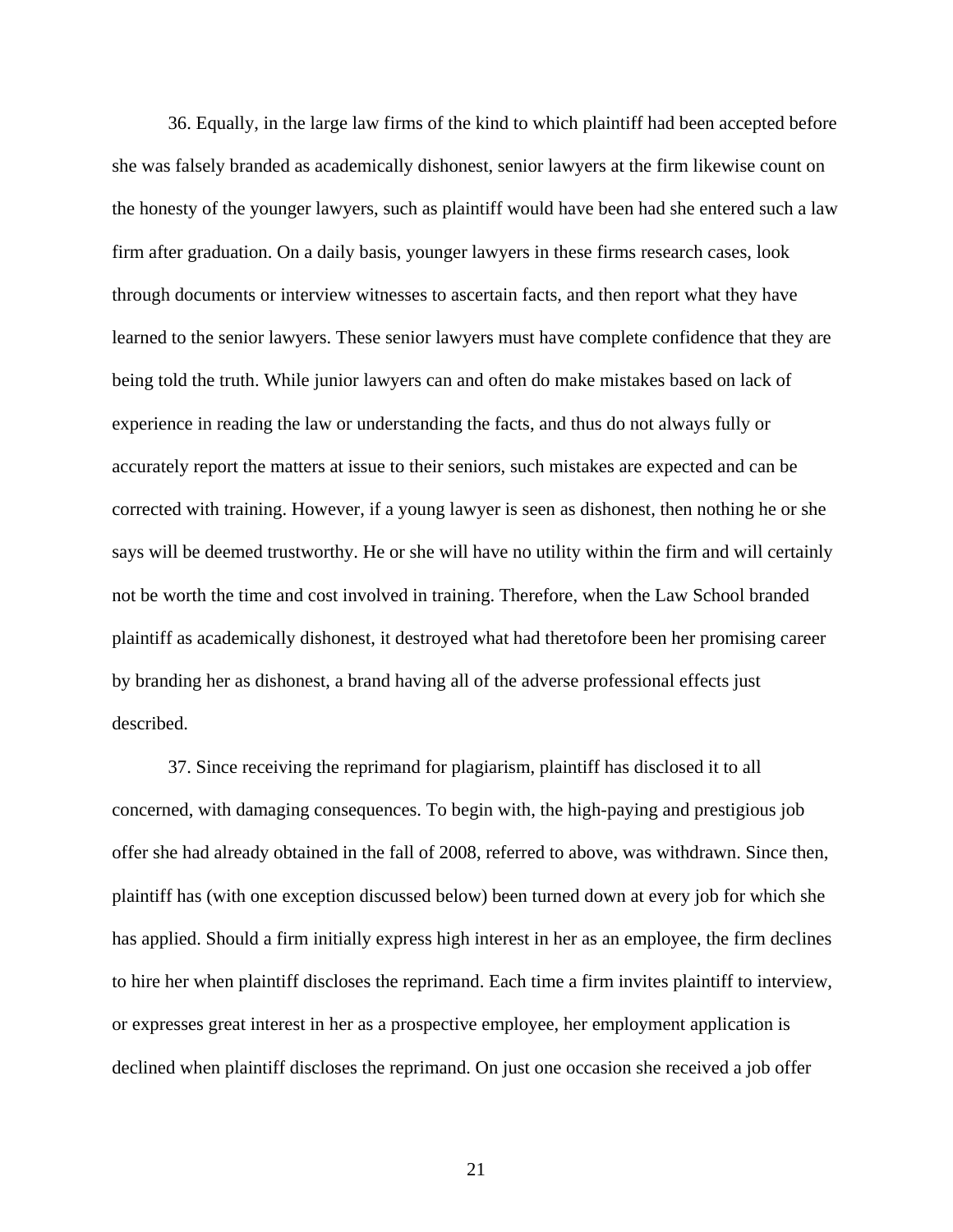36. Equally, in the large law firms of the kind to which plaintiff had been accepted before she was falsely branded as academically dishonest, senior lawyers at the firm likewise count on the honesty of the younger lawyers, such as plaintiff would have been had she entered such a law firm after graduation. On a daily basis, younger lawyers in these firms research cases, look through documents or interview witnesses to ascertain facts, and then report what they have learned to the senior lawyers. These senior lawyers must have complete confidence that they are being told the truth. While junior lawyers can and often do make mistakes based on lack of experience in reading the law or understanding the facts, and thus do not always fully or accurately report the matters at issue to their seniors, such mistakes are expected and can be corrected with training. However, if a young lawyer is seen as dishonest, then nothing he or she says will be deemed trustworthy. He or she will have no utility within the firm and will certainly not be worth the time and cost involved in training. Therefore, when the Law School branded plaintiff as academically dishonest, it destroyed what had theretofore been her promising career by branding her as dishonest, a brand having all of the adverse professional effects just described.

37. Since receiving the reprimand for plagiarism, plaintiff has disclosed it to all concerned, with damaging consequences. To begin with, the high-paying and prestigious job offer she had already obtained in the fall of 2008, referred to above, was withdrawn. Since then, plaintiff has (with one exception discussed below) been turned down at every job for which she has applied. Should a firm initially express high interest in her as an employee, the firm declines to hire her when plaintiff discloses the reprimand. Each time a firm invites plaintiff to interview, or expresses great interest in her as a prospective employee, her employment application is declined when plaintiff discloses the reprimand. On just one occasion she received a job offer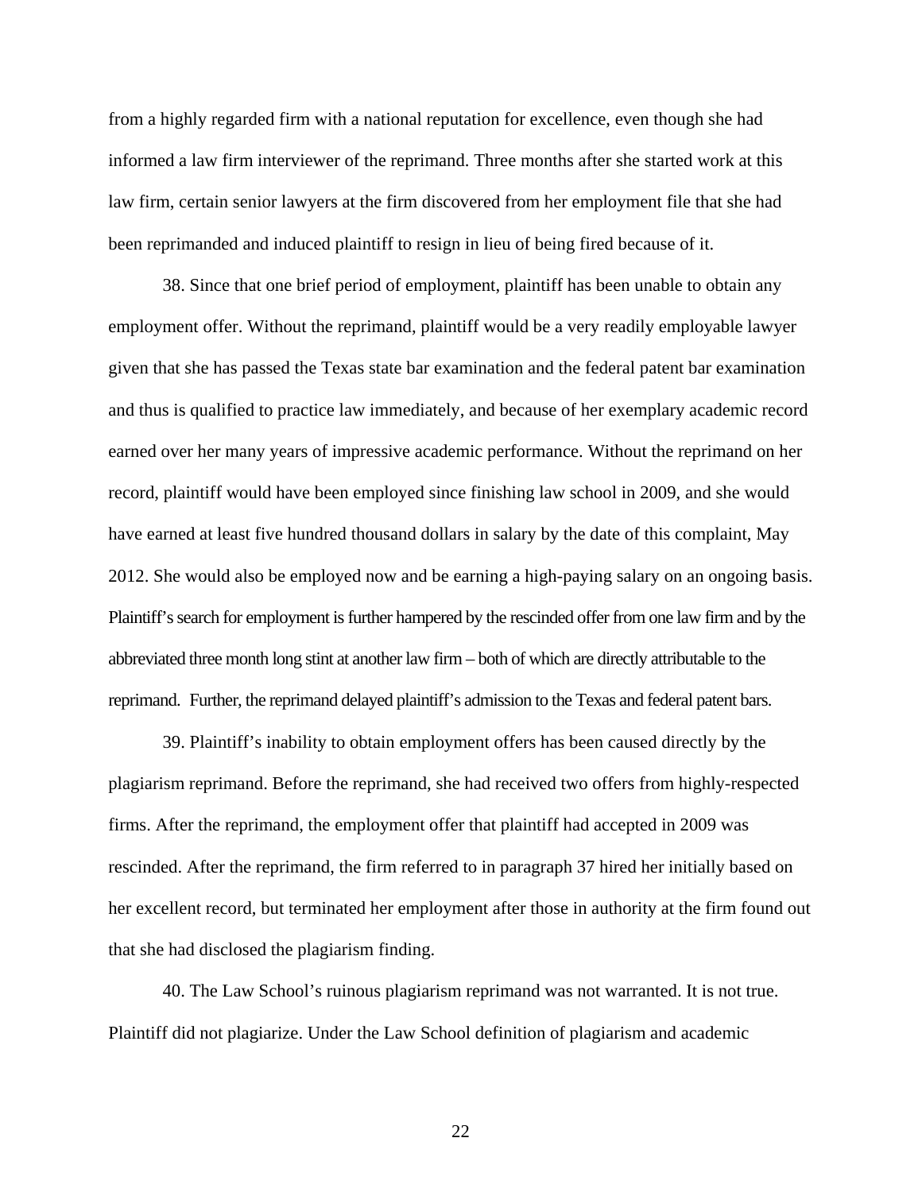from a highly regarded firm with a national reputation for excellence, even though she had informed a law firm interviewer of the reprimand. Three months after she started work at this law firm, certain senior lawyers at the firm discovered from her employment file that she had been reprimanded and induced plaintiff to resign in lieu of being fired because of it.

38. Since that one brief period of employment, plaintiff has been unable to obtain any employment offer. Without the reprimand, plaintiff would be a very readily employable lawyer given that she has passed the Texas state bar examination and the federal patent bar examination and thus is qualified to practice law immediately, and because of her exemplary academic record earned over her many years of impressive academic performance. Without the reprimand on her record, plaintiff would have been employed since finishing law school in 2009, and she would have earned at least five hundred thousand dollars in salary by the date of this complaint, May 2012. She would also be employed now and be earning a high-paying salary on an ongoing basis. Plaintiff's search for employment is further hampered by the rescinded offer from one law firm and by the abbreviated three month long stint at another law firm – both of which are directly attributable to the reprimand. Further, the reprimand delayed plaintiff's admission to the Texas and federal patent bars.

39. Plaintiff's inability to obtain employment offers has been caused directly by the plagiarism reprimand. Before the reprimand, she had received two offers from highly-respected firms. After the reprimand, the employment offer that plaintiff had accepted in 2009 was rescinded. After the reprimand, the firm referred to in paragraph 37 hired her initially based on her excellent record, but terminated her employment after those in authority at the firm found out that she had disclosed the plagiarism finding.

40. The Law School's ruinous plagiarism reprimand was not warranted. It is not true. Plaintiff did not plagiarize. Under the Law School definition of plagiarism and academic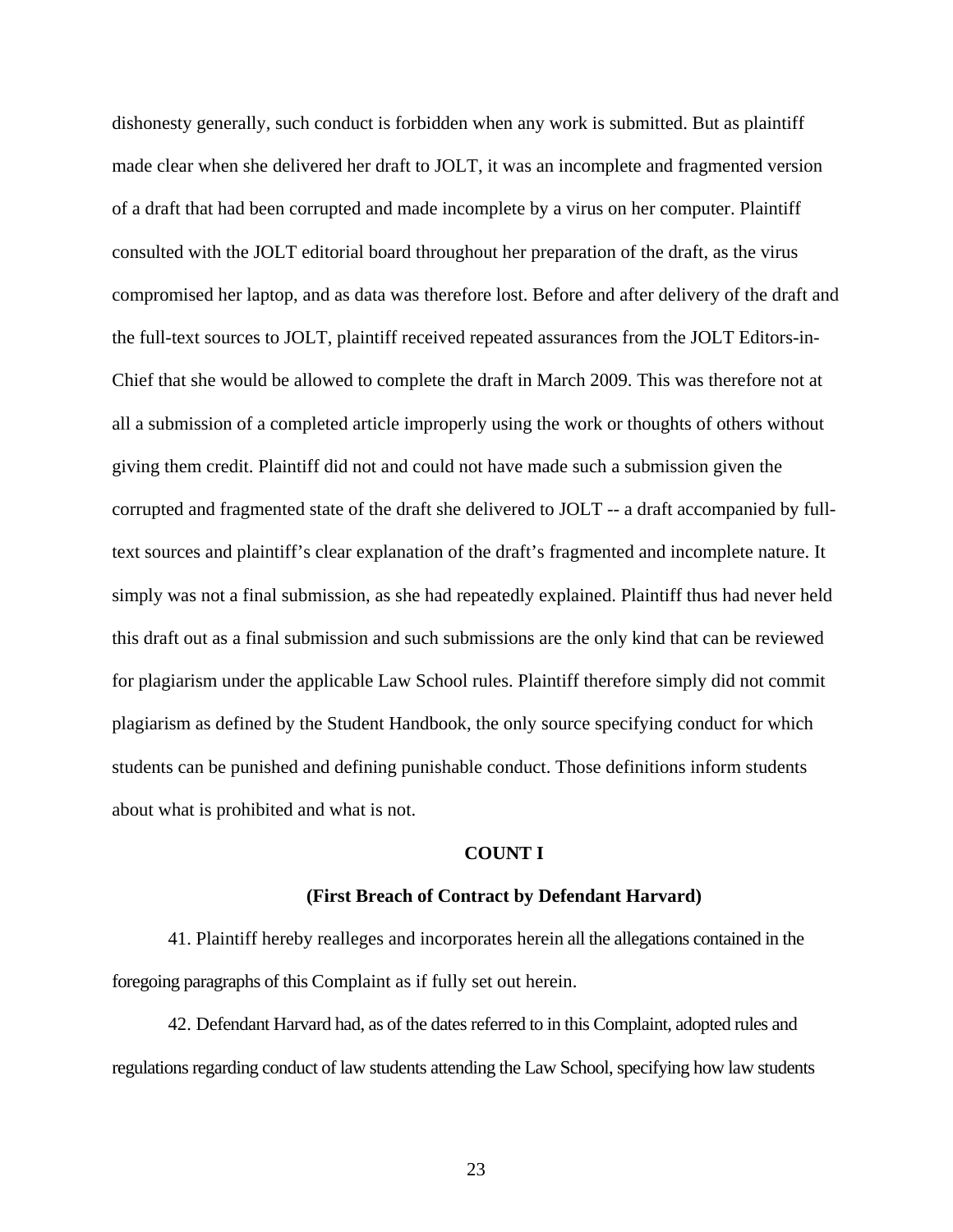dishonesty generally, such conduct is forbidden when any work is submitted. But as plaintiff made clear when she delivered her draft to JOLT, it was an incomplete and fragmented version of a draft that had been corrupted and made incomplete by a virus on her computer. Plaintiff consulted with the JOLT editorial board throughout her preparation of the draft, as the virus compromised her laptop, and as data was therefore lost. Before and after delivery of the draft and the full-text sources to JOLT, plaintiff received repeated assurances from the JOLT Editors-in-Chief that she would be allowed to complete the draft in March 2009. This was therefore not at all a submission of a completed article improperly using the work or thoughts of others without giving them credit. Plaintiff did not and could not have made such a submission given the corrupted and fragmented state of the draft she delivered to JOLT -- a draft accompanied by full-text sources and plaintiff's clear explanation of the draft's fragmented and incomplete nature. It simply was not a final submission, as she had repeatedly explained. Plaintiff thus had never held this draft out as a final submission and such submissions are the only kind that can be reviewed for plagiarism under the applicable Law School rules. Plaintiff therefore simply did not commit plagiarism as defined by the Student Handbook, the only source specifying conduct for which students can be punished and defining punishable conduct. Those definitions inform students about what is prohibited and what is not.

**COUNT I**

**(First Breach of Contract by Defendant Harvard)**

41. Plaintiff hereby realleges and incorporates herein all the allegations contained in the foregoing paragraphs of this Complaint as if fully set out herein.

42. Defendant Harvard had, as of the dates referred to in this Complaint, adopted rules and regulations regarding conduct of law students attending the Law School, specifying how law students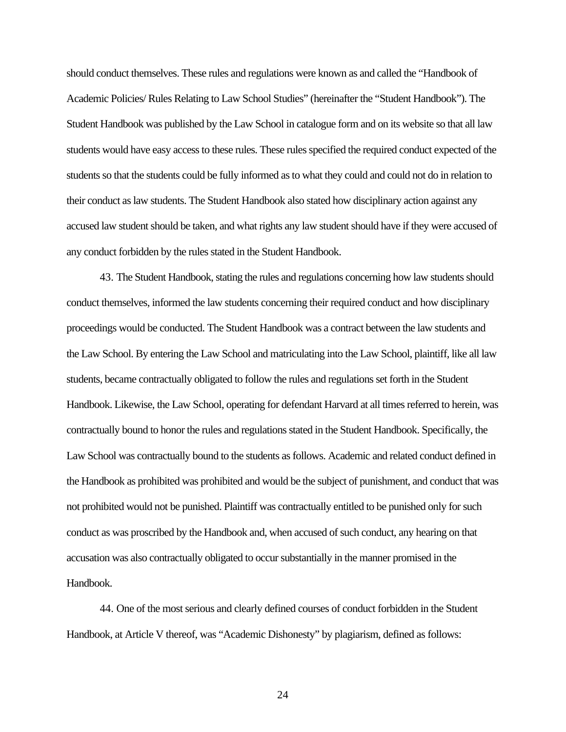should conduct themselves. These rules and regulations were known as and called the "Handbook of Academic Policies/ Rules Relating to Law School Studies" (hereinafter the "Student Handbook"). The Student Handbook was published by the Law School in catalogue form and on its website so that all law students would have easy access to these rules. These rules specified the required conduct expected of the students so that the students could be fully informed as to what they could and could not do in relation to their conduct as law students. The Student Handbook also stated how disciplinary action against any accused law student should be taken, and what rights any law student should have if they were accused of any conduct forbidden by the rules stated in the Student Handbook.

43. The Student Handbook, stating the rules and regulations concerning how law students should conduct themselves, informed the law students concerning their required conduct and how disciplinary proceedings would be conducted. The Student Handbook was a contract between the law students and the Law School. By entering the Law School and matriculating into the Law School, plaintiff, like all law students, became contractually obligated to follow the rules and regulations set forth in the Student Handbook. Likewise, the Law School, operating for defendant Harvard at all times referred to herein, was contractually bound to honor the rules and regulations stated in the Student Handbook. Specifically, the Law School was contractually bound to the students as follows. Academic and related conduct defined in the Handbook as prohibited was prohibited and would be the subject of punishment, and conduct that was not prohibited would not be punished. Plaintiff was contractually entitled to be punished only for such conduct as was proscribed by the Handbook and, when accused of such conduct, any hearing on that accusation was also contractually obligated to occur substantially in the manner promised in the Handbook.

44. One of the most serious and clearly defined courses of conduct forbidden in the Student Handbook, at Article V thereof, was "Academic Dishonesty" by plagiarism, defined as follows: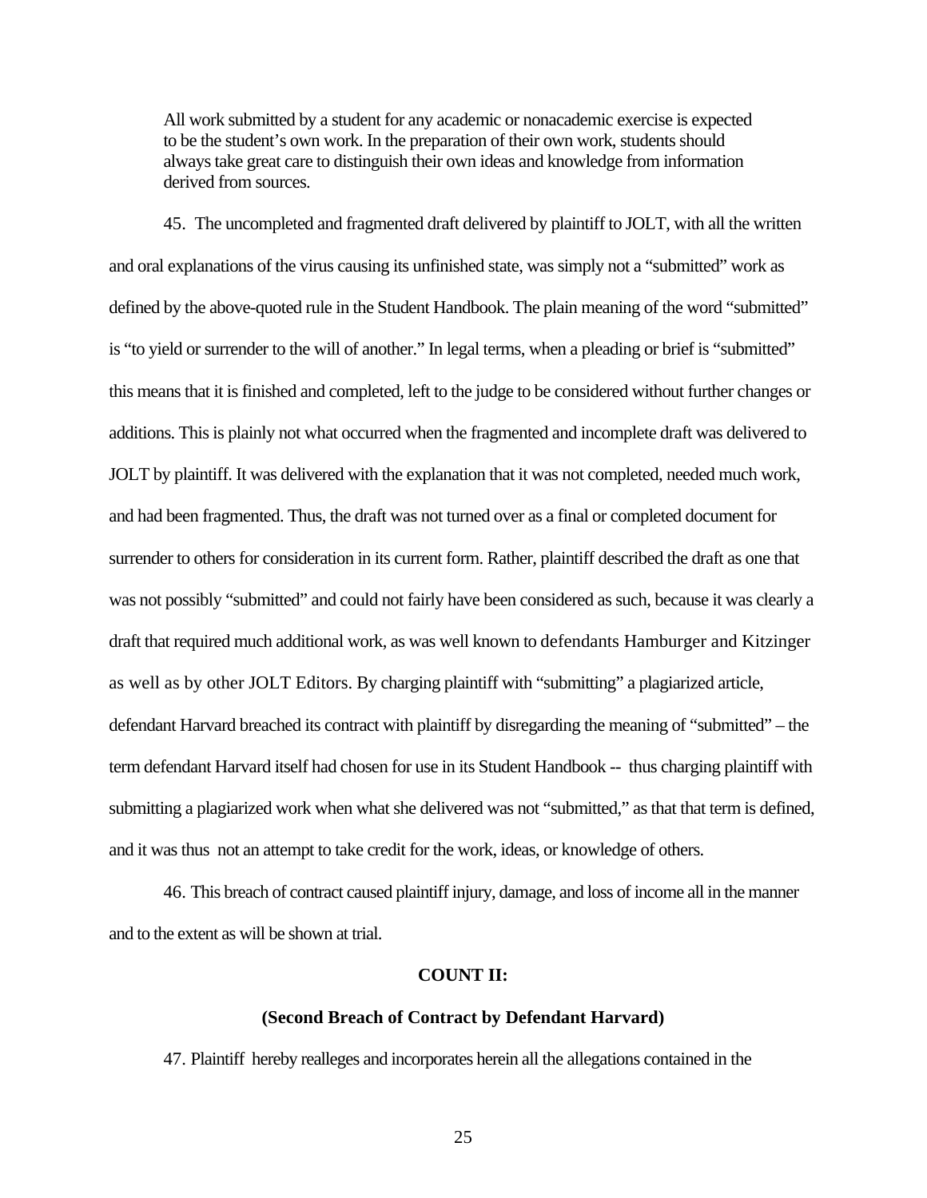> All work submitted by a student for any academic or nonacademic exercise is expected to be the student's own work. In the preparation of their own work, students should always take great care to distinguish their own ideas and knowledge from information derived from sources.

45. The uncompleted and fragmented draft delivered by plaintiff to JOLT, with all the written and oral explanations of the virus causing its unfinished state, was simply not a "submitted" work as defined by the above-quoted rule in the Student Handbook. The plain meaning of the word "submitted" is "to yield or surrender to the will of another." In legal terms, when a pleading or brief is "submitted" this means that it is finished and completed, left to the judge to be considered without further changes or additions. This is plainly not what occurred when the fragmented and incomplete draft was delivered to JOLT by plaintiff. It was delivered with the explanation that it was not completed, needed much work, and had been fragmented. Thus, the draft was not turned over as a final or completed document for surrender to others for consideration in its current form. Rather, plaintiff described the draft as one that was not possibly "submitted" and could not fairly have been considered as such, because it was clearly a draft that required much additional work, as was well known to defendants Hamburger and Kitzinger as well as by other JOLT Editors. By charging plaintiff with "submitting" a plagiarized article, defendant Harvard breached its contract with plaintiff by disregarding the meaning of "submitted" – the term defendant Harvard itself had chosen for use in its Student Handbook -- thus charging plaintiff with submitting a plagiarized work when what she delivered was not "submitted," as that that term is defined, and it was thus not an attempt to take credit for the work, ideas, or knowledge of others.

46. This breach of contract caused plaintiff injury, damage, and loss of income all in the manner and to the extent as will be shown at trial.

**COUNT II:**

**(Second Breach of Contract by Defendant Harvard)**

47. Plaintiff hereby realleges and incorporates herein all the allegations contained in the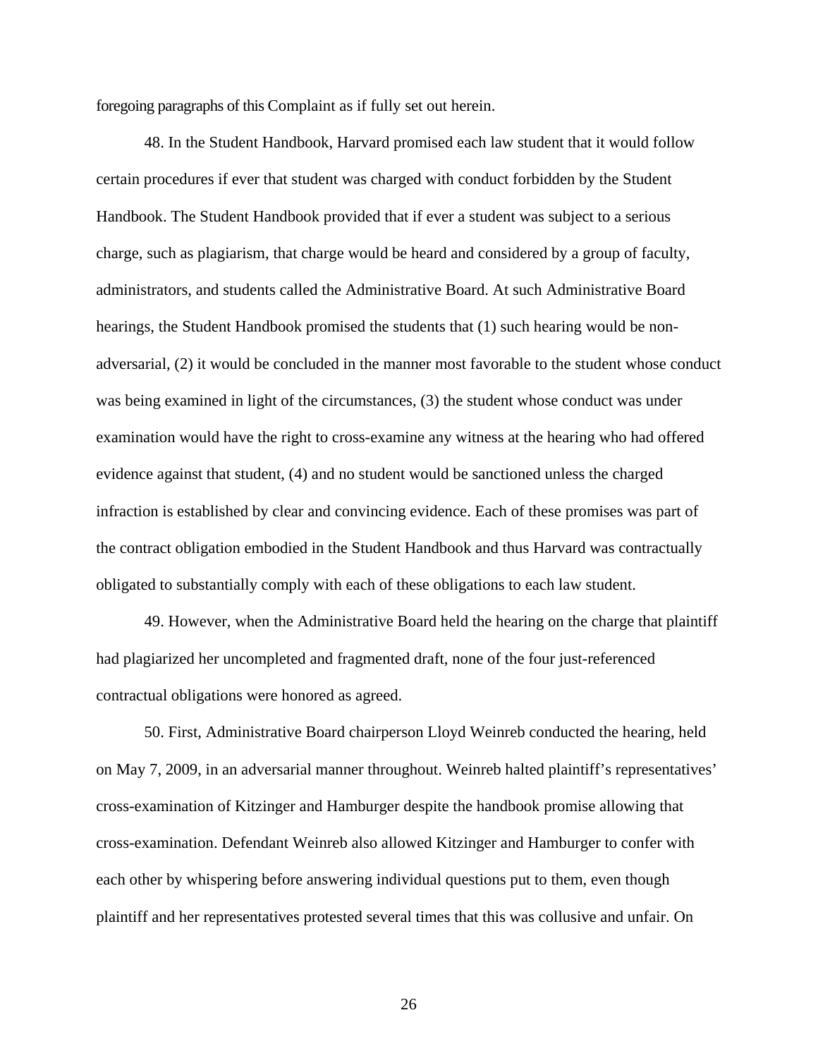foregoing paragraphs of this Complaint as if fully set out herein.

48. In the Student Handbook, Harvard promised each law student that it would follow certain procedures if ever that student was charged with conduct forbidden by the Student Handbook. The Student Handbook provided that if ever a student was subject to a serious charge, such as plagiarism, that charge would be heard and considered by a group of faculty, administrators, and students called the Administrative Board. At such Administrative Board hearings, the Student Handbook promised the students that (1) such hearing would be non-adversarial, (2) it would be concluded in the manner most favorable to the student whose conduct was being examined in light of the circumstances, (3) the student whose conduct was under examination would have the right to cross-examine any witness at the hearing who had offered evidence against that student, (4) and no student would be sanctioned unless the charged infraction is established by clear and convincing evidence. Each of these promises was part of the contract obligation embodied in the Student Handbook and thus Harvard was contractually obligated to substantially comply with each of these obligations to each law student.

49. However, when the Administrative Board held the hearing on the charge that plaintiff had plagiarized her uncompleted and fragmented draft, none of the four just-referenced contractual obligations were honored as agreed.

50. First, Administrative Board chairperson Lloyd Weinreb conducted the hearing, held on May 7, 2009, in an adversarial manner throughout. Weinreb halted plaintiff's representatives' cross-examination of Kitzinger and Hamburger despite the handbook promise allowing that cross-examination. Defendant Weinreb also allowed Kitzinger and Hamburger to confer with each other by whispering before answering individual questions put to them, even though plaintiff and her representatives protested several times that this was collusive and unfair. On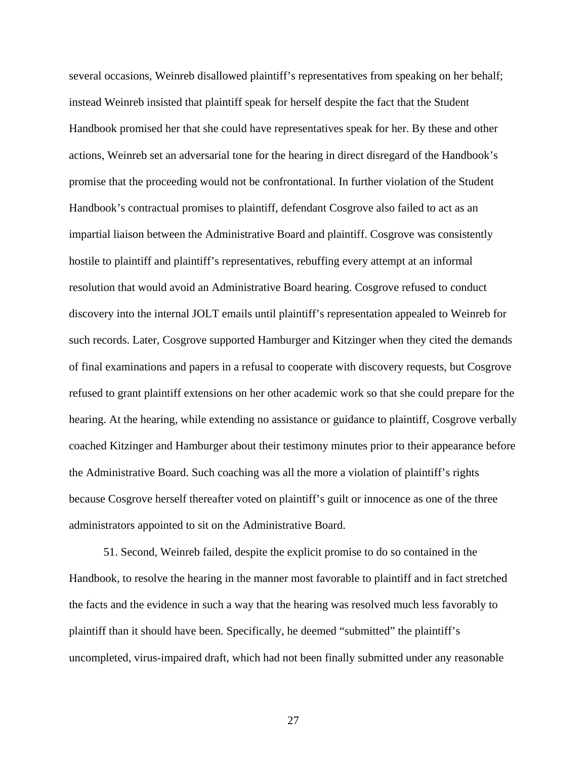several occasions, Weinreb disallowed plaintiff's representatives from speaking on her behalf; instead Weinreb insisted that plaintiff speak for herself despite the fact that the Student Handbook promised her that she could have representatives speak for her. By these and other actions, Weinreb set an adversarial tone for the hearing in direct disregard of the Handbook's promise that the proceeding would not be confrontational. In further violation of the Student Handbook's contractual promises to plaintiff, defendant Cosgrove also failed to act as an impartial liaison between the Administrative Board and plaintiff. Cosgrove was consistently hostile to plaintiff and plaintiff's representatives, rebuffing every attempt at an informal resolution that would avoid an Administrative Board hearing. Cosgrove refused to conduct discovery into the internal JOLT emails until plaintiff's representation appealed to Weinreb for such records. Later, Cosgrove supported Hamburger and Kitzinger when they cited the demands of final examinations and papers in a refusal to cooperate with discovery requests, but Cosgrove refused to grant plaintiff extensions on her other academic work so that she could prepare for the hearing. At the hearing, while extending no assistance or guidance to plaintiff, Cosgrove verbally coached Kitzinger and Hamburger about their testimony minutes prior to their appearance before the Administrative Board. Such coaching was all the more a violation of plaintiff's rights because Cosgrove herself thereafter voted on plaintiff's guilt or innocence as one of the three administrators appointed to sit on the Administrative Board.

51. Second, Weinreb failed, despite the explicit promise to do so contained in the Handbook, to resolve the hearing in the manner most favorable to plaintiff and in fact stretched the facts and the evidence in such a way that the hearing was resolved much less favorably to plaintiff than it should have been. Specifically, he deemed "submitted" the plaintiff's uncompleted, virus-impaired draft, which had not been finally submitted under any reasonable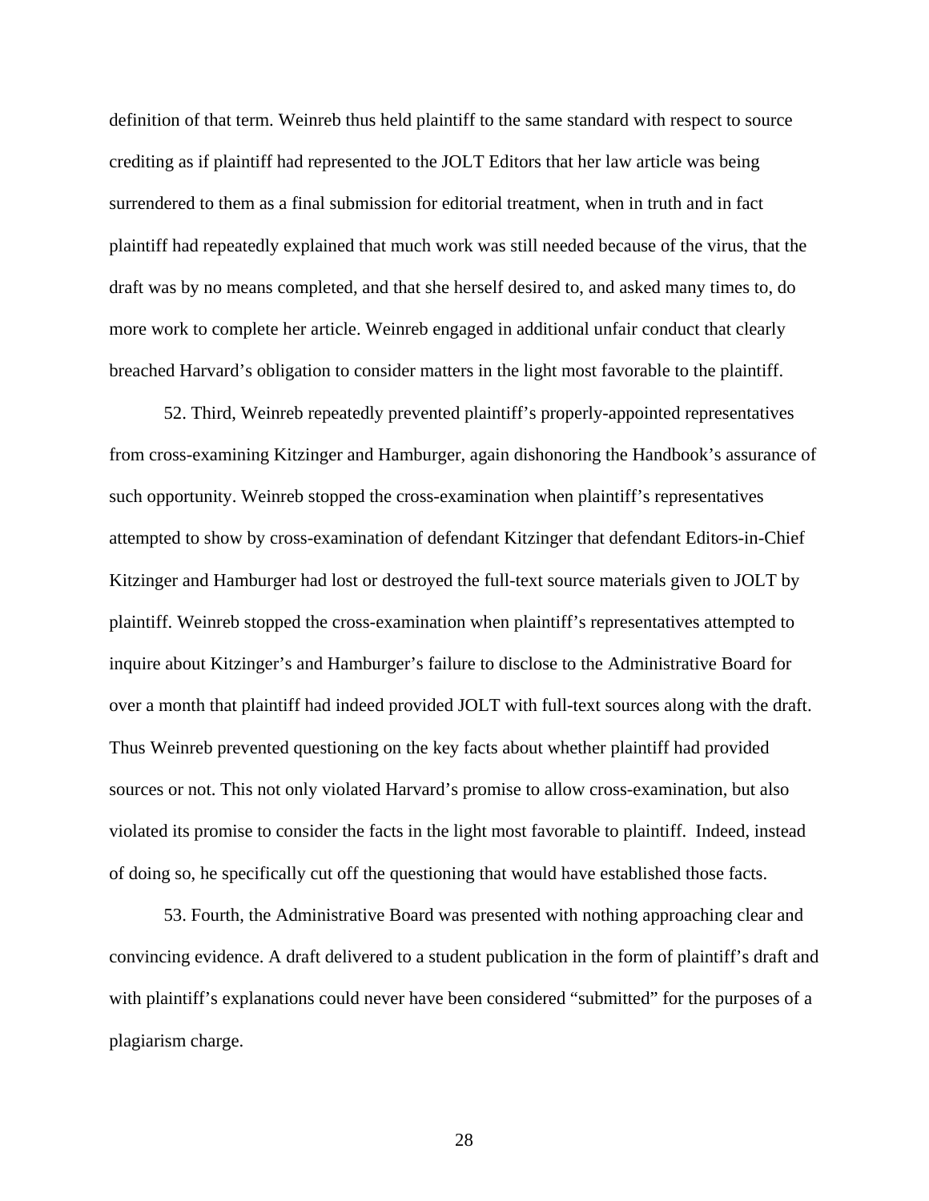definition of that term. Weinreb thus held plaintiff to the same standard with respect to source crediting as if plaintiff had represented to the JOLT Editors that her law article was being surrendered to them as a final submission for editorial treatment, when in truth and in fact plaintiff had repeatedly explained that much work was still needed because of the virus, that the draft was by no means completed, and that she herself desired to, and asked many times to, do more work to complete her article. Weinreb engaged in additional unfair conduct that clearly breached Harvard's obligation to consider matters in the light most favorable to the plaintiff.

52. Third, Weinreb repeatedly prevented plaintiff's properly-appointed representatives from cross-examining Kitzinger and Hamburger, again dishonoring the Handbook's assurance of such opportunity. Weinreb stopped the cross-examination when plaintiff's representatives attempted to show by cross-examination of defendant Kitzinger that defendant Editors-in-Chief Kitzinger and Hamburger had lost or destroyed the full-text source materials given to JOLT by plaintiff. Weinreb stopped the cross-examination when plaintiff's representatives attempted to inquire about Kitzinger's and Hamburger's failure to disclose to the Administrative Board for over a month that plaintiff had indeed provided JOLT with full-text sources along with the draft. Thus Weinreb prevented questioning on the key facts about whether plaintiff had provided sources or not. This not only violated Harvard's promise to allow cross-examination, but also violated its promise to consider the facts in the light most favorable to plaintiff. Indeed, instead of doing so, he specifically cut off the questioning that would have established those facts.

53. Fourth, the Administrative Board was presented with nothing approaching clear and convincing evidence. A draft delivered to a student publication in the form of plaintiff's draft and with plaintiff's explanations could never have been considered "submitted" for the purposes of a plagiarism charge.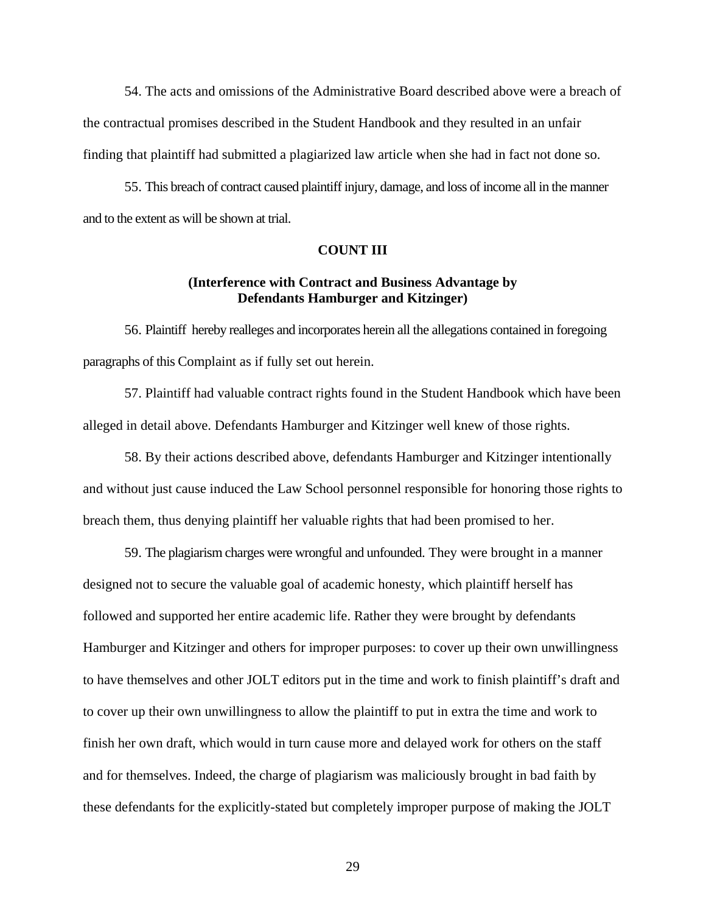54. The acts and omissions of the Administrative Board described above were a breach of the contractual promises described in the Student Handbook and they resulted in an unfair finding that plaintiff had submitted a plagiarized law article when she had in fact not done so.

55. This breach of contract caused plaintiff injury, damage, and loss of income all in the manner and to the extent as will be shown at trial.

**COUNT III**

**(Interference with Contract and Business Advantage by Defendants Hamburger and Kitzinger)**

56. Plaintiff hereby realleges and incorporates herein all the allegations contained in foregoing paragraphs of this Complaint as if fully set out herein.

57. Plaintiff had valuable contract rights found in the Student Handbook which have been alleged in detail above. Defendants Hamburger and Kitzinger well knew of those rights.

58. By their actions described above, defendants Hamburger and Kitzinger intentionally and without just cause induced the Law School personnel responsible for honoring those rights to breach them, thus denying plaintiff her valuable rights that had been promised to her.

59. The plagiarism charges were wrongful and unfounded. They were brought in a manner designed not to secure the valuable goal of academic honesty, which plaintiff herself has followed and supported her entire academic life. Rather they were brought by defendants Hamburger and Kitzinger and others for improper purposes: to cover up their own unwillingness to have themselves and other JOLT editors put in the time and work to finish plaintiff's draft and to cover up their own unwillingness to allow the plaintiff to put in extra the time and work to finish her own draft, which would in turn cause more and delayed work for others on the staff and for themselves. Indeed, the charge of plagiarism was maliciously brought in bad faith by these defendants for the explicitly-stated but completely improper purpose of making the JOLT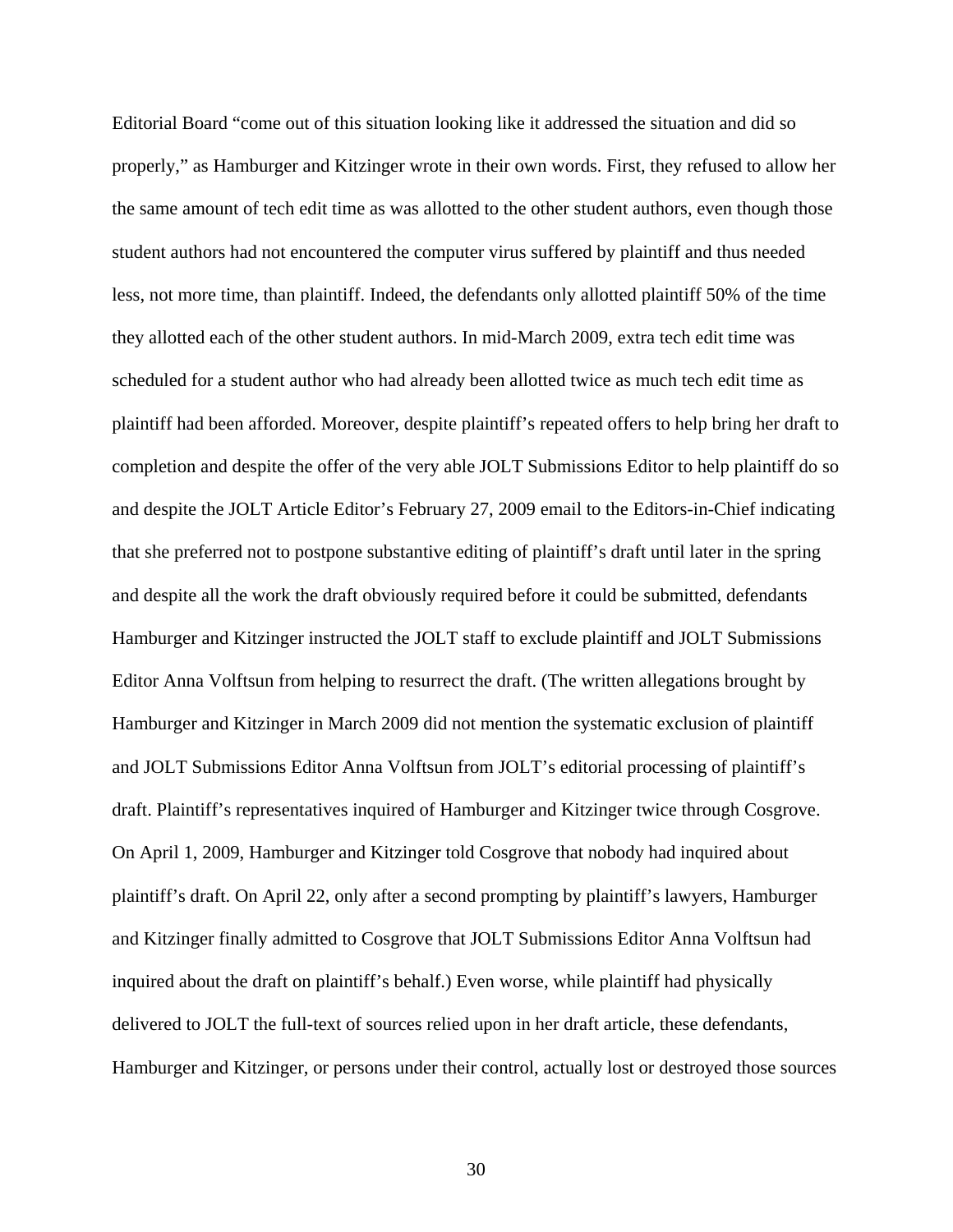Editorial Board "come out of this situation looking like it addressed the situation and did so properly," as Hamburger and Kitzinger wrote in their own words. First, they refused to allow her the same amount of tech edit time as was allotted to the other student authors, even though those student authors had not encountered the computer virus suffered by plaintiff and thus needed less, not more time, than plaintiff. Indeed, the defendants only allotted plaintiff 50% of the time they allotted each of the other student authors. In mid-March 2009, extra tech edit time was scheduled for a student author who had already been allotted twice as much tech edit time as plaintiff had been afforded. Moreover, despite plaintiff's repeated offers to help bring her draft to completion and despite the offer of the very able JOLT Submissions Editor to help plaintiff do so and despite the JOLT Article Editor's February 27, 2009 email to the Editors-in-Chief indicating that she preferred not to postpone substantive editing of plaintiff's draft until later in the spring and despite all the work the draft obviously required before it could be submitted, defendants Hamburger and Kitzinger instructed the JOLT staff to exclude plaintiff and JOLT Submissions Editor Anna Volftsun from helping to resurrect the draft. (The written allegations brought by Hamburger and Kitzinger in March 2009 did not mention the systematic exclusion of plaintiff and JOLT Submissions Editor Anna Volftsun from JOLT's editorial processing of plaintiff's draft. Plaintiff's representatives inquired of Hamburger and Kitzinger twice through Cosgrove. On April 1, 2009, Hamburger and Kitzinger told Cosgrove that nobody had inquired about plaintiff's draft. On April 22, only after a second prompting by plaintiff's lawyers, Hamburger and Kitzinger finally admitted to Cosgrove that JOLT Submissions Editor Anna Volftsun had inquired about the draft on plaintiff's behalf.) Even worse, while plaintiff had physically delivered to JOLT the full-text of sources relied upon in her draft article, these defendants, Hamburger and Kitzinger, or persons under their control, actually lost or destroyed those sources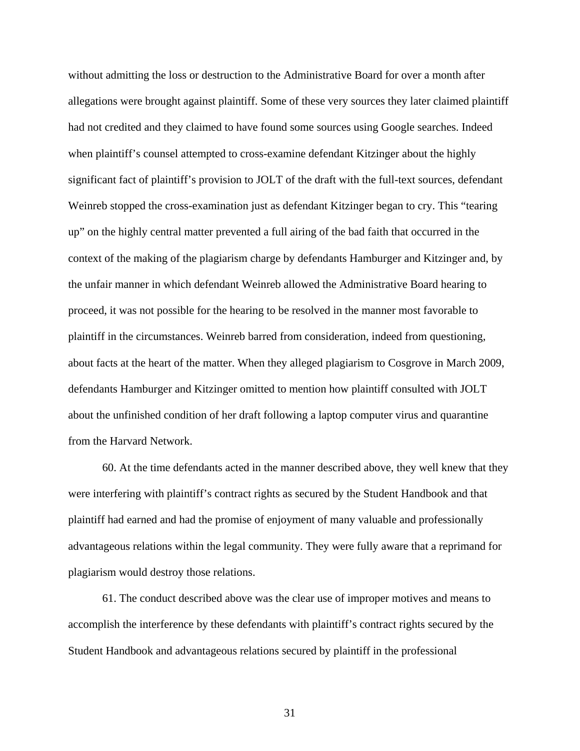without admitting the loss or destruction to the Administrative Board for over a month after allegations were brought against plaintiff. Some of these very sources they later claimed plaintiff had not credited and they claimed to have found some sources using Google searches. Indeed when plaintiff's counsel attempted to cross-examine defendant Kitzinger about the highly significant fact of plaintiff's provision to JOLT of the draft with the full-text sources, defendant Weinreb stopped the cross-examination just as defendant Kitzinger began to cry. This "tearing up" on the highly central matter prevented a full airing of the bad faith that occurred in the context of the making of the plagiarism charge by defendants Hamburger and Kitzinger and, by the unfair manner in which defendant Weinreb allowed the Administrative Board hearing to proceed, it was not possible for the hearing to be resolved in the manner most favorable to plaintiff in the circumstances. Weinreb barred from consideration, indeed from questioning, about facts at the heart of the matter. When they alleged plagiarism to Cosgrove in March 2009, defendants Hamburger and Kitzinger omitted to mention how plaintiff consulted with JOLT about the unfinished condition of her draft following a laptop computer virus and quarantine from the Harvard Network.

60. At the time defendants acted in the manner described above, they well knew that they were interfering with plaintiff's contract rights as secured by the Student Handbook and that plaintiff had earned and had the promise of enjoyment of many valuable and professionally advantageous relations within the legal community. They were fully aware that a reprimand for plagiarism would destroy those relations.

61. The conduct described above was the clear use of improper motives and means to accomplish the interference by these defendants with plaintiff's contract rights secured by the Student Handbook and advantageous relations secured by plaintiff in the professional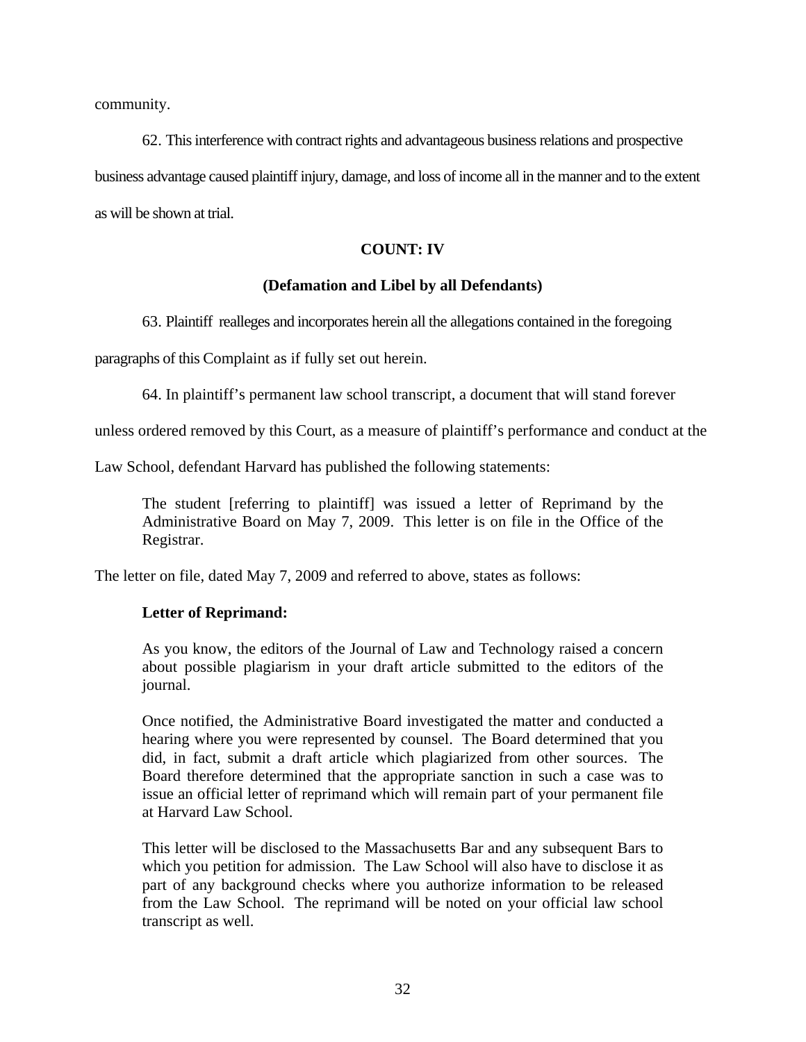community.

62. This interference with contract rights and advantageous business relations and prospective business advantage caused plaintiff injury, damage, and loss of income all in the manner and to the extent as will be shown at trial.

**COUNT: IV**

**(Defamation and Libel by all Defendants)**

63. Plaintiff realleges and incorporates herein all the allegations contained in the foregoing paragraphs of this Complaint as if fully set out herein.

64. In plaintiff's permanent law school transcript, a document that will stand forever unless ordered removed by this Court, as a measure of plaintiff's performance and conduct at the Law School, defendant Harvard has published the following statements:

> The student [referring to plaintiff] was issued a letter of Reprimand by the Administrative Board on May 7, 2009. This letter is on file in the Office of the Registrar.

The letter on file, dated May 7, 2009 and referred to above, states as follows:

> **Letter of Reprimand:**
>
> As you know, the editors of the Journal of Law and Technology raised a concern about possible plagiarism in your draft article submitted to the editors of the journal.
>
> Once notified, the Administrative Board investigated the matter and conducted a hearing where you were represented by counsel. The Board determined that you did, in fact, submit a draft article which plagiarized from other sources. The Board therefore determined that the appropriate sanction in such a case was to issue an official letter of reprimand which will remain part of your permanent file at Harvard Law School.
>
> This letter will be disclosed to the Massachusetts Bar and any subsequent Bars to which you petition for admission. The Law School will also have to disclose it as part of any background checks where you authorize information to be released from the Law School. The reprimand will be noted on your official law school transcript as well.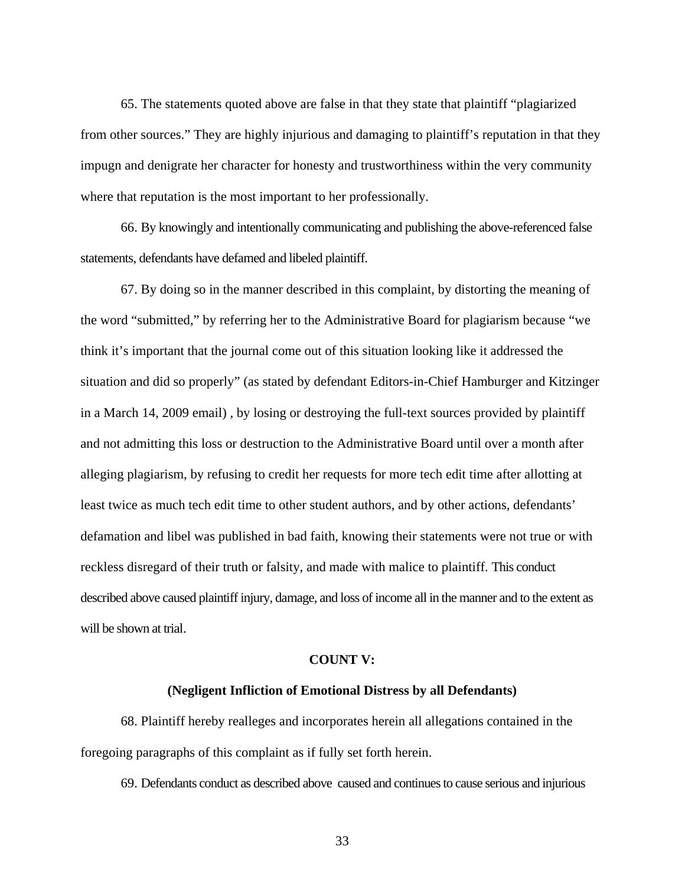65. The statements quoted above are false in that they state that plaintiff "plagiarized from other sources." They are highly injurious and damaging to plaintiff's reputation in that they impugn and denigrate her character for honesty and trustworthiness within the very community where that reputation is the most important to her professionally.

66. By knowingly and intentionally communicating and publishing the above-referenced false statements, defendants have defamed and libeled plaintiff.

67. By doing so in the manner described in this complaint, by distorting the meaning of the word "submitted," by referring her to the Administrative Board for plagiarism because "we think it's important that the journal come out of this situation looking like it addressed the situation and did so properly" (as stated by defendant Editors-in-Chief Hamburger and Kitzinger in a March 14, 2009 email) , by losing or destroying the full-text sources provided by plaintiff and not admitting this loss or destruction to the Administrative Board until over a month after alleging plagiarism, by refusing to credit her requests for more tech edit time after allotting at least twice as much tech edit time to other student authors, and by other actions, defendants' defamation and libel was published in bad faith, knowing their statements were not true or with reckless disregard of their truth or falsity, and made with malice to plaintiff. This conduct described above caused plaintiff injury, damage, and loss of income all in the manner and to the extent as will be shown at trial.

**COUNT V:**

**(Negligent Infliction of Emotional Distress by all Defendants)**

68. Plaintiff hereby realleges and incorporates herein all allegations contained in the foregoing paragraphs of this complaint as if fully set forth herein.

69. Defendants conduct as described above caused and continues to cause serious and injurious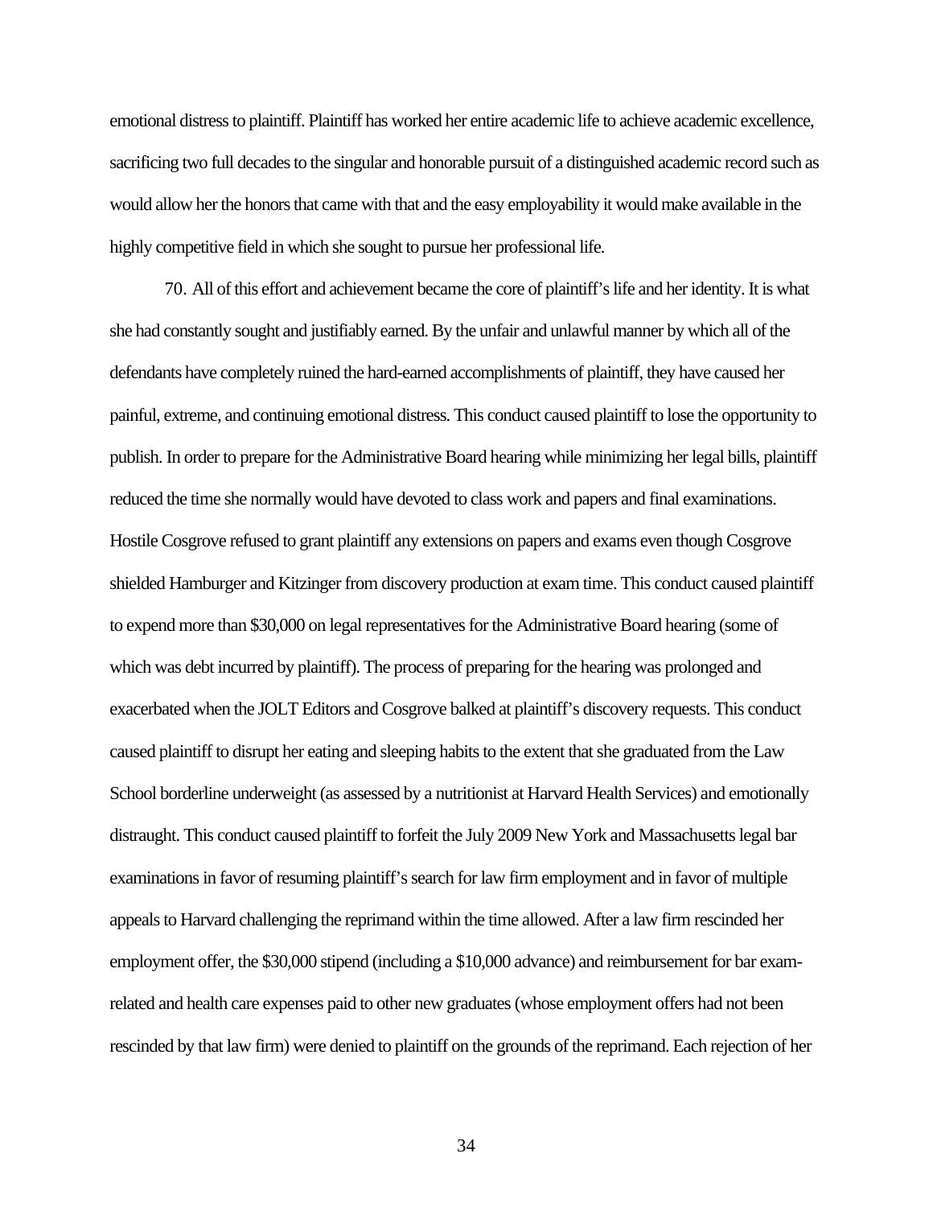emotional distress to plaintiff. Plaintiff has worked her entire academic life to achieve academic excellence, sacrificing two full decades to the singular and honorable pursuit of a distinguished academic record such as would allow her the honors that came with that and the easy employability it would make available in the highly competitive field in which she sought to pursue her professional life.

70. All of this effort and achievement became the core of plaintiff's life and her identity. It is what she had constantly sought and justifiably earned. By the unfair and unlawful manner by which all of the defendants have completely ruined the hard-earned accomplishments of plaintiff, they have caused her painful, extreme, and continuing emotional distress. This conduct caused plaintiff to lose the opportunity to publish. In order to prepare for the Administrative Board hearing while minimizing her legal bills, plaintiff reduced the time she normally would have devoted to class work and papers and final examinations. Hostile Cosgrove refused to grant plaintiff any extensions on papers and exams even though Cosgrove shielded Hamburger and Kitzinger from discovery production at exam time. This conduct caused plaintiff to expend more than $30,000 on legal representatives for the Administrative Board hearing (some of which was debt incurred by plaintiff). The process of preparing for the hearing was prolonged and exacerbated when the JOLT Editors and Cosgrove balked at plaintiff's discovery requests. This conduct caused plaintiff to disrupt her eating and sleeping habits to the extent that she graduated from the Law School borderline underweight (as assessed by a nutritionist at Harvard Health Services) and emotionally distraught. This conduct caused plaintiff to forfeit the July 2009 New York and Massachusetts legal bar examinations in favor of resuming plaintiff's search for law firm employment and in favor of multiple appeals to Harvard challenging the reprimand within the time allowed. After a law firm rescinded her employment offer, the $30,000 stipend (including a $10,000 advance) and reimbursement for bar exam-related and health care expenses paid to other new graduates (whose employment offers had not been rescinded by that law firm) were denied to plaintiff on the grounds of the reprimand. Each rejection of her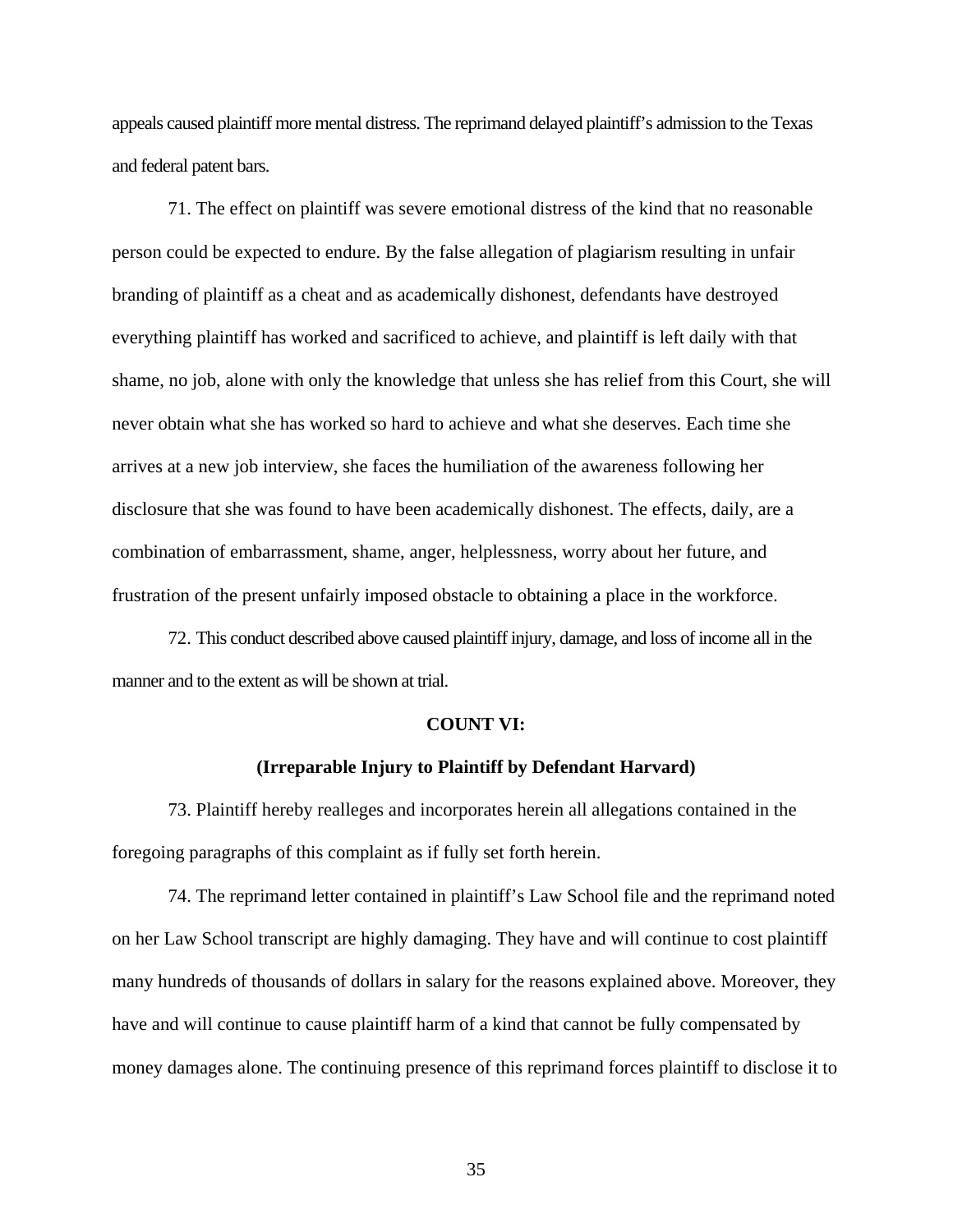appeals caused plaintiff more mental distress. The reprimand delayed plaintiff's admission to the Texas and federal patent bars.

71. The effect on plaintiff was severe emotional distress of the kind that no reasonable person could be expected to endure. By the false allegation of plagiarism resulting in unfair branding of plaintiff as a cheat and as academically dishonest, defendants have destroyed everything plaintiff has worked and sacrificed to achieve, and plaintiff is left daily with that shame, no job, alone with only the knowledge that unless she has relief from this Court, she will never obtain what she has worked so hard to achieve and what she deserves. Each time she arrives at a new job interview, she faces the humiliation of the awareness following her disclosure that she was found to have been academically dishonest. The effects, daily, are a combination of embarrassment, shame, anger, helplessness, worry about her future, and frustration of the present unfairly imposed obstacle to obtaining a place in the workforce.

72. This conduct described above caused plaintiff injury, damage, and loss of income all in the manner and to the extent as will be shown at trial.

**COUNT VI:**

**(Irreparable Injury to Plaintiff by Defendant Harvard)**

73. Plaintiff hereby realleges and incorporates herein all allegations contained in the foregoing paragraphs of this complaint as if fully set forth herein.

74. The reprimand letter contained in plaintiff's Law School file and the reprimand noted on her Law School transcript are highly damaging. They have and will continue to cost plaintiff many hundreds of thousands of dollars in salary for the reasons explained above. Moreover, they have and will continue to cause plaintiff harm of a kind that cannot be fully compensated by money damages alone. The continuing presence of this reprimand forces plaintiff to disclose it to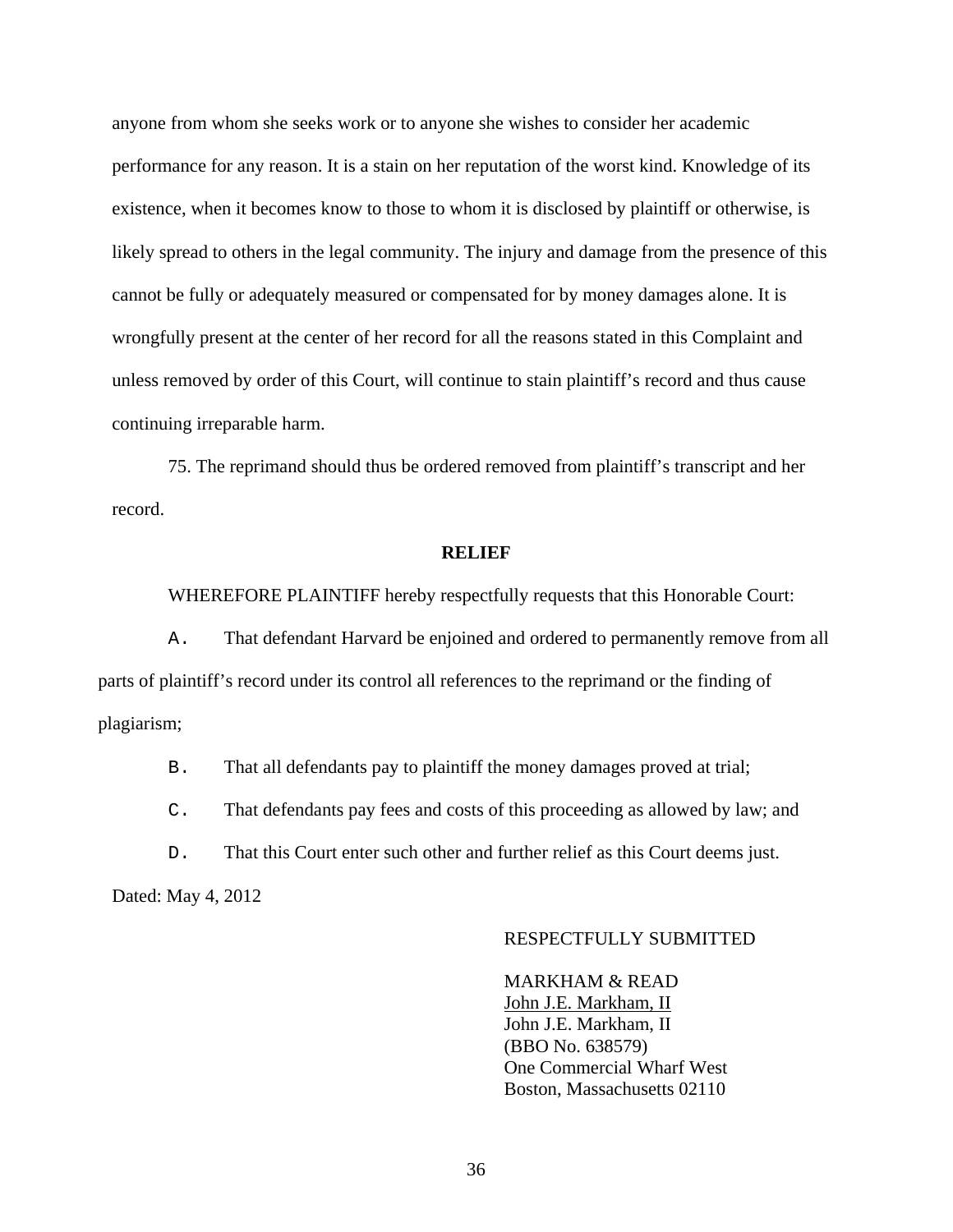anyone from whom she seeks work or to anyone she wishes to consider her academic performance for any reason. It is a stain on her reputation of the worst kind. Knowledge of its existence, when it becomes know to those to whom it is disclosed by plaintiff or otherwise, is likely spread to others in the legal community. The injury and damage from the presence of this cannot be fully or adequately measured or compensated for by money damages alone. It is wrongfully present at the center of her record for all the reasons stated in this Complaint and unless removed by order of this Court, will continue to stain plaintiff's record and thus cause continuing irreparable harm.

75. The reprimand should thus be ordered removed from plaintiff's transcript and her record.

**RELIEF**

WHEREFORE PLAINTIFF hereby respectfully requests that this Honorable Court:

A. That defendant Harvard be enjoined and ordered to permanently remove from all parts of plaintiff's record under its control all references to the reprimand or the finding of plagiarism;

B. That all defendants pay to plaintiff the money damages proved at trial;

C. That defendants pay fees and costs of this proceeding as allowed by law; and

D. That this Court enter such other and further relief as this Court deems just.

Dated: May 4, 2012

RESPECTFULLY SUBMITTED

MARKHAM & READ
John J.E. Markham, II
John J.E. Markham, II
(BBO No. 638579)
One Commercial Wharf West
Boston, Massachusetts 02110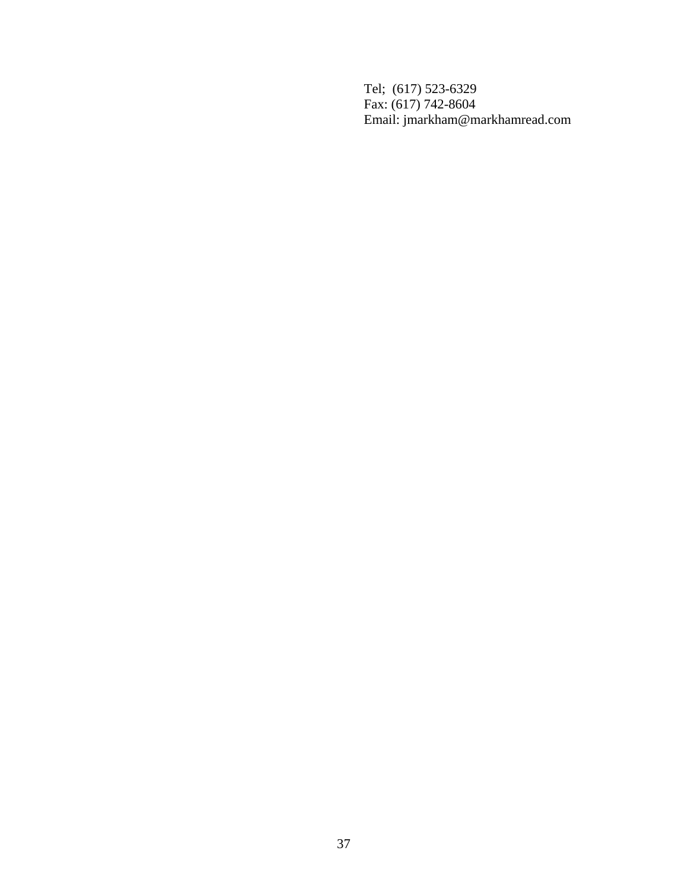Tel;  (617) 523-6329
Fax: (617) 742-8604
Email: jmarkham@markhamread.com